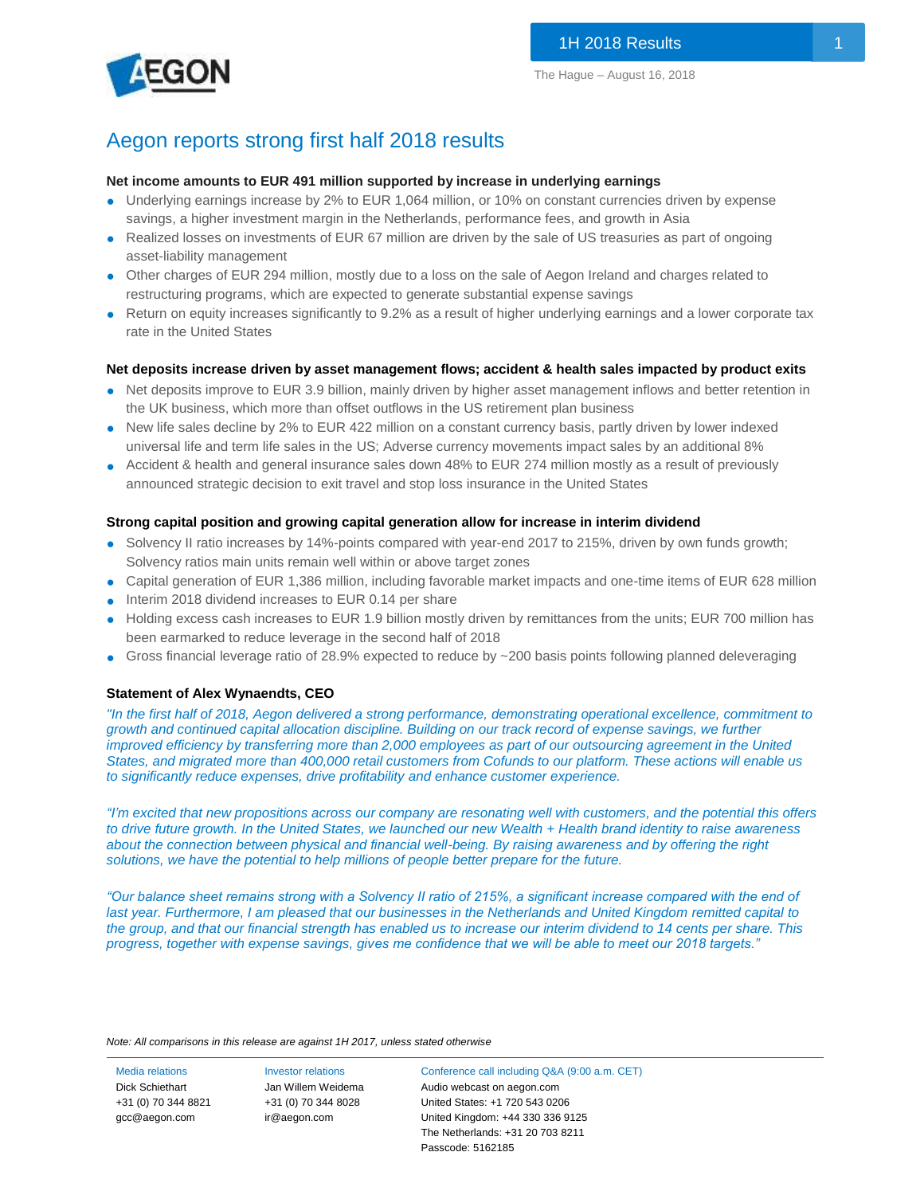The Hague – August 16, 2018

# Aegon reports strong first half 2018 results

**Net income amounts to EUR 491 million supported by increase in underlying earnings**

- Underlying earnings increase by 2% to EUR 1,064 million, or 10% on constant currencies driven by expense savings, a higher investment margin in the Netherlands, performance fees, and growth in Asia
- Realized losses on investments of EUR 67 million are driven by the sale of US treasuries as part of ongoing asset-liability management
- Other charges of EUR 294 million, mostly due to a loss on the sale of Aegon Ireland and charges related to restructuring programs, which are expected to generate substantial expense savings
- Return on equity increases significantly to 9.2% as a result of higher underlying earnings and a lower corporate tax rate in the United States

**Net deposits increase driven by asset management flows; accident & health sales impacted by product exits**

- Net deposits improve to EUR 3.9 billion, mainly driven by higher asset management inflows and better retention in the UK business, which more than offset outflows in the US retirement plan business
- New life sales decline by 2% to EUR 422 million on a constant currency basis, partly driven by lower indexed universal life and term life sales in the US; Adverse currency movements impact sales by an additional 8%
- Accident & health and general insurance sales down 48% to EUR 274 million mostly as a result of previously announced strategic decision to exit travel and stop loss insurance in the United States

**Strong capital position and growing capital generation allow for increase in interim dividend**

- Solvency II ratio increases by 14%-points compared with year-end 2017 to 215%, driven by own funds growth; Solvency ratios main units remain well within or above target zones
- Capital generation of EUR 1,386 million, including favorable market impacts and one-time items of EUR 628 million
- Interim 2018 dividend increases to EUR 0.14 per share
- Holding excess cash increases to EUR 1.9 billion mostly driven by remittances from the units; EUR 700 million has been earmarked to reduce leverage in the second half of 2018
- Gross financial leverage ratio of 28.9% expected to reduce by ~200 basis points following planned deleveraging

**Statement of Alex Wynaendts, CEO**

*"In the first half of 2018, Aegon delivered a strong performance, demonstrating operational excellence, commitment to growth and continued capital allocation discipline. Building on our track record of expense savings, we further improved efficiency by transferring more than 2,000 employees as part of our outsourcing agreement in the United States, and migrated more than 400,000 retail customers from Cofunds to our platform. These actions will enable us to significantly reduce expenses, drive profitability and enhance customer experience.*

*"I'm excited that new propositions across our company are resonating well with customers, and the potential this offers to drive future growth. In the United States, we launched our new Wealth + Health brand identity to raise awareness about the connection between physical and financial well-being. By raising awareness and by offering the right solutions, we have the potential to help millions of people better prepare for the future.*

*"Our balance sheet remains strong with a Solvency II ratio of 215%, a significant increase compared with the end of last year. Furthermore, I am pleased that our businesses in the Netherlands and United Kingdom remitted capital to the group, and that our financial strength has enabled us to increase our interim dividend to 14 cents per share. This progress, together with expense savings, gives me confidence that we will be able to meet our 2018 targets."*

*Note: All comparisons in this release are against 1H 2017, unless stated otherwise*

| Media relations | Investor relations | Conference call including Q&A (9:00 a.m. CET) |
|---|---|---|
| Dick Schiethart | Jan Willem Weidema | Audio webcast on aegon.com |
| +31 (0) 70 344 8821 | +31 (0) 70 344 8028 | United States: +1 720 543 0206 |
| gcc@aegon.com | ir@aegon.com | United Kingdom: +44 330 336 9125 |
| | | The Netherlands: +31 20 703 8211 |
| | | Passcode: 5162185 |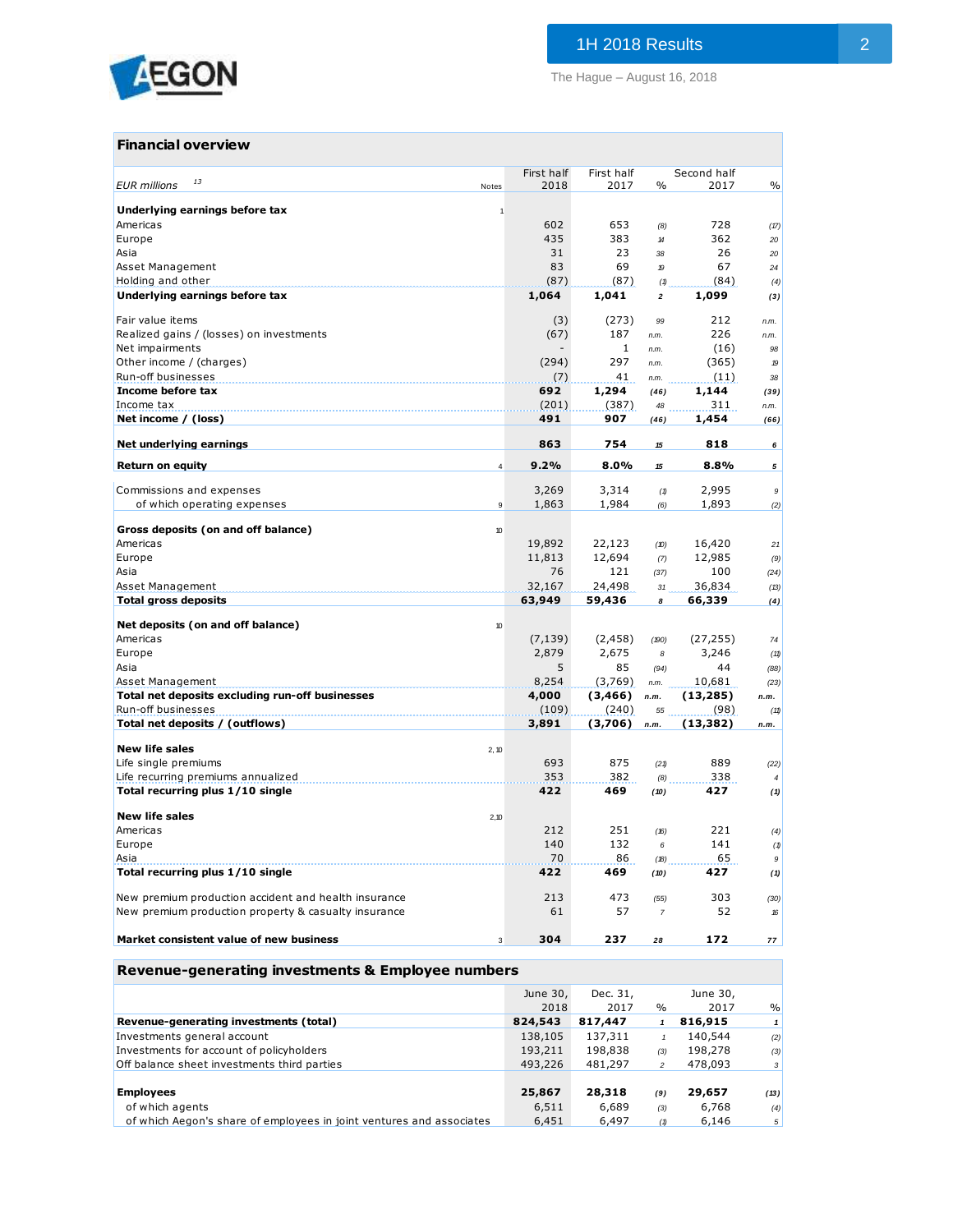## Financial overview

| EUR millions [13] | Notes | First half 2018 | First half 2017 | % | Second half 2017 | % |
|---|---|---|---|---|---|---|
| **Underlying earnings before tax** | 1 | | | | | |
| Americas | | 602 | 653 | (8) | 728 | (17) |
| Europe | | 435 | 383 | 14 | 362 | 20 |
| Asia | | 31 | 23 | 38 | 26 | 20 |
| Asset Management | | 83 | 69 | 19 | 67 | 24 |
| Holding and other | | (87) | (87) | (1) | (84) | (4) |
| **Underlying earnings before tax** | | **1,064** | **1,041** | **2** | **1,099** | **(3)** |
| | | | | | | |
| Fair value items | | (3) | (273) | 99 | 212 | n.m. |
| Realized gains / (losses) on investments | | (67) | 187 | n.m. | 226 | n.m. |
| Net impairments | | - | 1 | n.m. | (16) | 98 |
| Other income / (charges) | | (294) | 297 | n.m. | (365) | 19 |
| Run-off businesses | | (7) | 41 | n.m. | (11) | 38 |
| **Income before tax** | | **692** | **1,294** | **(46)** | **1,144** | **(39)** |
| Income tax | | (201) | (387) | 48 | 311 | n.m. |
| **Net income / (loss)** | | **491** | **907** | **(46)** | **1,454** | **(66)** |
| | | | | | | |
| **Net underlying earnings** | | **863** | **754** | **15** | **818** | **6** |
| | | | | | | |
| **Return on equity** | 4 | **9.2%** | **8.0%** | **15** | **8.8%** | **5** |
| | | | | | | |
| Commissions and expenses | | 3,269 | 3,314 | (1) | 2,995 | 9 |
| of which operating expenses | 9 | 1,863 | 1,984 | (6) | 1,893 | (2) |
| | | | | | | |
| **Gross deposits (on and off balance)** | 10 | | | | | |
| Americas | | 19,892 | 22,123 | (10) | 16,420 | 21 |
| Europe | | 11,813 | 12,694 | (7) | 12,985 | (9) |
| Asia | | 76 | 121 | (37) | 100 | (24) |
| Asset Management | | 32,167 | 24,498 | 31 | 36,834 | (13) |
| **Total gross deposits** | | **63,949** | **59,436** | **8** | **66,339** | **(4)** |
| | | | | | | |
| **Net deposits (on and off balance)** | 10 | | | | | |
| Americas | | (7,139) | (2,458) | (190) | (27,255) | 74 |
| Europe | | 2,879 | 2,675 | 8 | 3,246 | (11) |
| Asia | | 5 | 85 | (94) | 44 | (88) |
| Asset Management | | 8,254 | (3,769) | n.m. | 10,681 | (23) |
| **Total net deposits excluding run-off businesses** | | **4,000** | **(3,466)** | **n.m.** | **(13,285)** | **n.m.** |
| Run-off businesses | | (109) | (240) | 55 | (98) | (11) |
| **Total net deposits / (outflows)** | | **3,891** | **(3,706)** | **n.m.** | **(13,382)** | **n.m.** |
| | | | | | | |
| **New life sales** | 2, 10 | | | | | |
| Life single premiums | | 693 | 875 | (21) | 889 | (22) |
| Life recurring premiums annualized | | 353 | 382 | (8) | 338 | 4 |
| **Total recurring plus 1/10 single** | | **422** | **469** | **(10)** | **427** | **(1)** |
| | | | | | | |
| **New life sales** | 2,10 | | | | | |
| Americas | | 212 | 251 | (16) | 221 | (4) |
| Europe | | 140 | 132 | 6 | 141 | (1) |
| Asia | | 70 | 86 | (18) | 65 | 9 |
| **Total recurring plus 1/10 single** | | **422** | **469** | **(10)** | **427** | **(1)** |
| | | | | | | |
| New premium production accident and health insurance | | 213 | 473 | (55) | 303 | (30) |
| New premium production property & casualty insurance | | 61 | 57 | 7 | 52 | 16 |
| | | | | | | |
| **Market consistent value of new business** | 3 | **304** | **237** | **28** | **172** | **77** |

## Revenue-generating investments & Employee numbers

| | June 30, 2018 | Dec. 31, 2017 | % | June 30, 2017 | % |
|---|---|---|---|---|---|
| **Revenue-generating investments (total)** | **824,543** | **817,447** | **1** | **816,915** | **1** |
| Investments general account | 138,105 | 137,311 | 1 | 140,544 | (2) |
| Investments for account of policyholders | 193,211 | 198,838 | (3) | 198,278 | (3) |
| Off balance sheet investments third parties | 493,226 | 481,297 | 2 | 478,093 | 3 |
| | | | | | |
| **Employees** | **25,867** | **28,318** | **(9)** | **29,657** | **(13)** |
| of which agents | 6,511 | 6,689 | (3) | 6,768 | (4) |
| of which Aegon's share of employees in joint ventures and associates | 6,451 | 6,497 | (1) | 6,146 | 5 |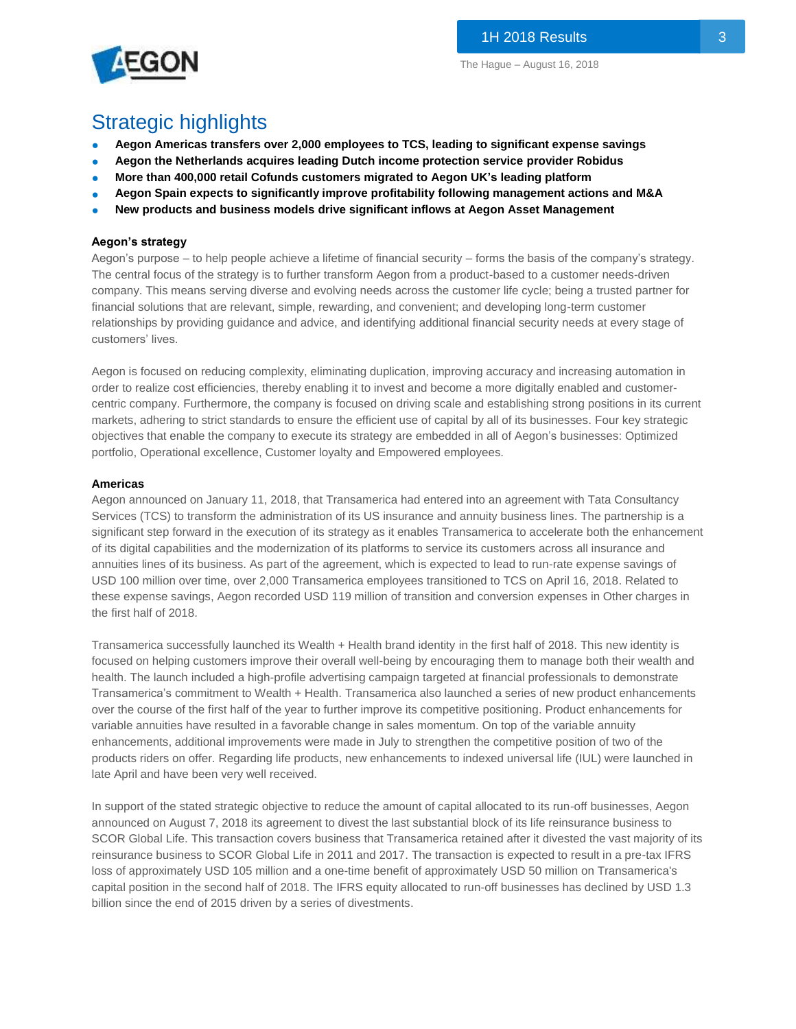# Strategic highlights

- **Aegon Americas transfers over 2,000 employees to TCS, leading to significant expense savings**
- **Aegon the Netherlands acquires leading Dutch income protection service provider Robidus**
- **More than 400,000 retail Cofunds customers migrated to Aegon UK's leading platform**
- **Aegon Spain expects to significantly improve profitability following management actions and M&A**
- **New products and business models drive significant inflows at Aegon Asset Management**

**Aegon's strategy**

Aegon's purpose – to help people achieve a lifetime of financial security – forms the basis of the company's strategy. The central focus of the strategy is to further transform Aegon from a product-based to a customer needs-driven company. This means serving diverse and evolving needs across the customer life cycle; being a trusted partner for financial solutions that are relevant, simple, rewarding, and convenient; and developing long-term customer relationships by providing guidance and advice, and identifying additional financial security needs at every stage of customers' lives.

Aegon is focused on reducing complexity, eliminating duplication, improving accuracy and increasing automation in order to realize cost efficiencies, thereby enabling it to invest and become a more digitally enabled and customer-centric company. Furthermore, the company is focused on driving scale and establishing strong positions in its current markets, adhering to strict standards to ensure the efficient use of capital by all of its businesses. Four key strategic objectives that enable the company to execute its strategy are embedded in all of Aegon's businesses: Optimized portfolio, Operational excellence, Customer loyalty and Empowered employees.

**Americas**

Aegon announced on January 11, 2018, that Transamerica had entered into an agreement with Tata Consultancy Services (TCS) to transform the administration of its US insurance and annuity business lines. The partnership is a significant step forward in the execution of its strategy as it enables Transamerica to accelerate both the enhancement of its digital capabilities and the modernization of its platforms to service its customers across all insurance and annuities lines of its business. As part of the agreement, which is expected to lead to run-rate expense savings of USD 100 million over time, over 2,000 Transamerica employees transitioned to TCS on April 16, 2018. Related to these expense savings, Aegon recorded USD 119 million of transition and conversion expenses in Other charges in the first half of 2018.

Transamerica successfully launched its Wealth + Health brand identity in the first half of 2018. This new identity is focused on helping customers improve their overall well-being by encouraging them to manage both their wealth and health. The launch included a high-profile advertising campaign targeted at financial professionals to demonstrate Transamerica's commitment to Wealth + Health. Transamerica also launched a series of new product enhancements over the course of the first half of the year to further improve its competitive positioning. Product enhancements for variable annuities have resulted in a favorable change in sales momentum. On top of the variable annuity enhancements, additional improvements were made in July to strengthen the competitive position of two of the products riders on offer. Regarding life products, new enhancements to indexed universal life (IUL) were launched in late April and have been very well received.

In support of the stated strategic objective to reduce the amount of capital allocated to its run-off businesses, Aegon announced on August 7, 2018 its agreement to divest the last substantial block of its life reinsurance business to SCOR Global Life. This transaction covers business that Transamerica retained after it divested the vast majority of its reinsurance business to SCOR Global Life in 2011 and 2017. The transaction is expected to result in a pre-tax IFRS loss of approximately USD 105 million and a one-time benefit of approximately USD 50 million on Transamerica's capital position in the second half of 2018. The IFRS equity allocated to run-off businesses has declined by USD 1.3 billion since the end of 2015 driven by a series of divestments.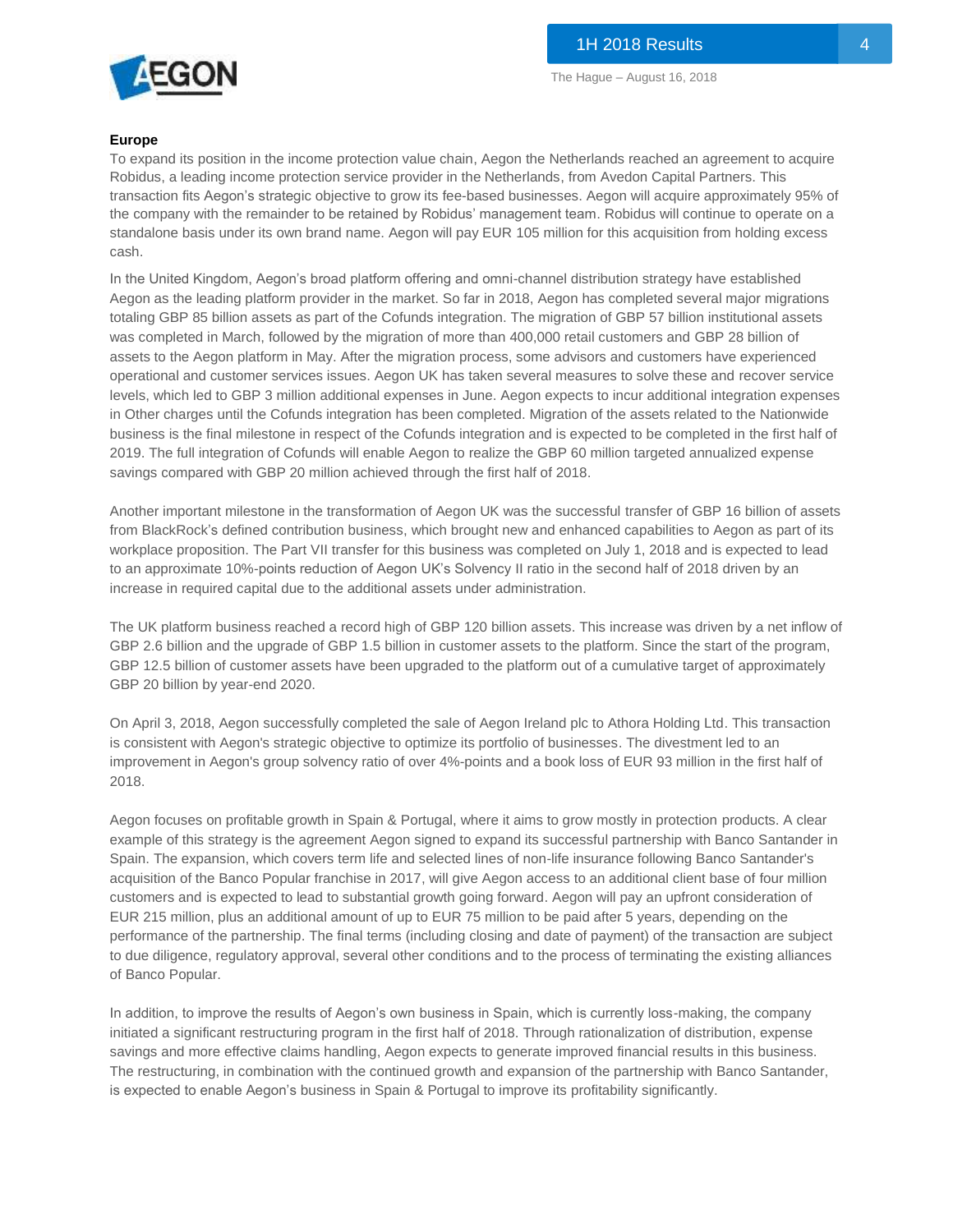**Europe**

To expand its position in the income protection value chain, Aegon the Netherlands reached an agreement to acquire Robidus, a leading income protection service provider in the Netherlands, from Avedon Capital Partners. This transaction fits Aegon's strategic objective to grow its fee-based businesses. Aegon will acquire approximately 95% of the company with the remainder to be retained by Robidus' management team. Robidus will continue to operate on a standalone basis under its own brand name. Aegon will pay EUR 105 million for this acquisition from holding excess cash.

In the United Kingdom, Aegon's broad platform offering and omni-channel distribution strategy have established Aegon as the leading platform provider in the market. So far in 2018, Aegon has completed several major migrations totaling GBP 85 billion assets as part of the Cofunds integration. The migration of GBP 57 billion institutional assets was completed in March, followed by the migration of more than 400,000 retail customers and GBP 28 billion of assets to the Aegon platform in May. After the migration process, some advisors and customers have experienced operational and customer services issues. Aegon UK has taken several measures to solve these and recover service levels, which led to GBP 3 million additional expenses in June. Aegon expects to incur additional integration expenses in Other charges until the Cofunds integration has been completed. Migration of the assets related to the Nationwide business is the final milestone in respect of the Cofunds integration and is expected to be completed in the first half of 2019. The full integration of Cofunds will enable Aegon to realize the GBP 60 million targeted annualized expense savings compared with GBP 20 million achieved through the first half of 2018.

Another important milestone in the transformation of Aegon UK was the successful transfer of GBP 16 billion of assets from BlackRock's defined contribution business, which brought new and enhanced capabilities to Aegon as part of its workplace proposition. The Part VII transfer for this business was completed on July 1, 2018 and is expected to lead to an approximate 10%-points reduction of Aegon UK's Solvency II ratio in the second half of 2018 driven by an increase in required capital due to the additional assets under administration.

The UK platform business reached a record high of GBP 120 billion assets. This increase was driven by a net inflow of GBP 2.6 billion and the upgrade of GBP 1.5 billion in customer assets to the platform. Since the start of the program, GBP 12.5 billion of customer assets have been upgraded to the platform out of a cumulative target of approximately GBP 20 billion by year-end 2020.

On April 3, 2018, Aegon successfully completed the sale of Aegon Ireland plc to Athora Holding Ltd. This transaction is consistent with Aegon's strategic objective to optimize its portfolio of businesses. The divestment led to an improvement in Aegon's group solvency ratio of over 4%-points and a book loss of EUR 93 million in the first half of 2018.

Aegon focuses on profitable growth in Spain & Portugal, where it aims to grow mostly in protection products. A clear example of this strategy is the agreement Aegon signed to expand its successful partnership with Banco Santander in Spain. The expansion, which covers term life and selected lines of non-life insurance following Banco Santander's acquisition of the Banco Popular franchise in 2017, will give Aegon access to an additional client base of four million customers and is expected to lead to substantial growth going forward. Aegon will pay an upfront consideration of EUR 215 million, plus an additional amount of up to EUR 75 million to be paid after 5 years, depending on the performance of the partnership. The final terms (including closing and date of payment) of the transaction are subject to due diligence, regulatory approval, several other conditions and to the process of terminating the existing alliances of Banco Popular.

In addition, to improve the results of Aegon's own business in Spain, which is currently loss-making, the company initiated a significant restructuring program in the first half of 2018. Through rationalization of distribution, expense savings and more effective claims handling, Aegon expects to generate improved financial results in this business. The restructuring, in combination with the continued growth and expansion of the partnership with Banco Santander, is expected to enable Aegon's business in Spain & Portugal to improve its profitability significantly.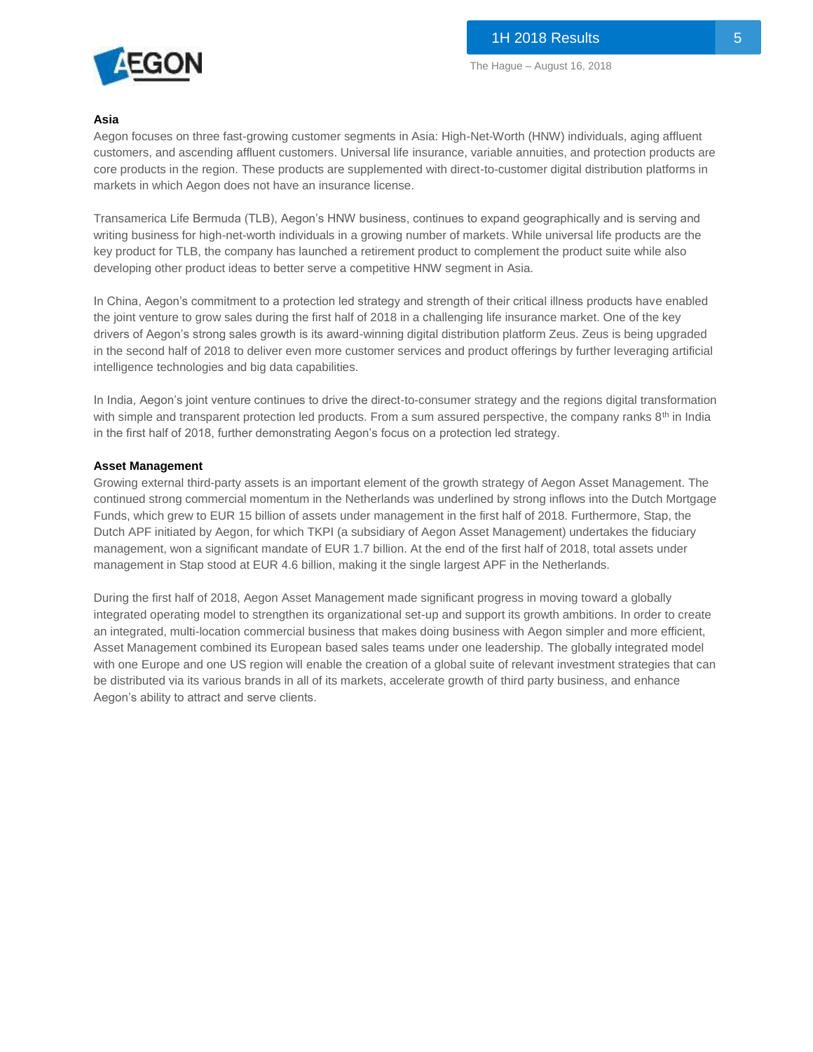### Asia

Aegon focuses on three fast-growing customer segments in Asia: High-Net-Worth (HNW) individuals, aging affluent customers, and ascending affluent customers. Universal life insurance, variable annuities, and protection products are core products in the region. These products are supplemented with direct-to-customer digital distribution platforms in markets in which Aegon does not have an insurance license.

Transamerica Life Bermuda (TLB), Aegon's HNW business, continues to expand geographically and is serving and writing business for high-net-worth individuals in a growing number of markets. While universal life products are the key product for TLB, the company has launched a retirement product to complement the product suite while also developing other product ideas to better serve a competitive HNW segment in Asia.

In China, Aegon's commitment to a protection led strategy and strength of their critical illness products have enabled the joint venture to grow sales during the first half of 2018 in a challenging life insurance market. One of the key drivers of Aegon's strong sales growth is its award-winning digital distribution platform Zeus. Zeus is being upgraded in the second half of 2018 to deliver even more customer services and product offerings by further leveraging artificial intelligence technologies and big data capabilities.

In India, Aegon's joint venture continues to drive the direct-to-consumer strategy and the regions digital transformation with simple and transparent protection led products. From a sum assured perspective, the company ranks 8th in India in the first half of 2018, further demonstrating Aegon's focus on a protection led strategy.

### Asset Management

Growing external third-party assets is an important element of the growth strategy of Aegon Asset Management. The continued strong commercial momentum in the Netherlands was underlined by strong inflows into the Dutch Mortgage Funds, which grew to EUR 15 billion of assets under management in the first half of 2018. Furthermore, Stap, the Dutch APF initiated by Aegon, for which TKPI (a subsidiary of Aegon Asset Management) undertakes the fiduciary management, won a significant mandate of EUR 1.7 billion. At the end of the first half of 2018, total assets under management in Stap stood at EUR 4.6 billion, making it the single largest APF in the Netherlands.

During the first half of 2018, Aegon Asset Management made significant progress in moving toward a globally integrated operating model to strengthen its organizational set-up and support its growth ambitions. In order to create an integrated, multi-location commercial business that makes doing business with Aegon simpler and more efficient, Asset Management combined its European based sales teams under one leadership. The globally integrated model with one Europe and one US region will enable the creation of a global suite of relevant investment strategies that can be distributed via its various brands in all of its markets, accelerate growth of third party business, and enhance Aegon's ability to attract and serve clients.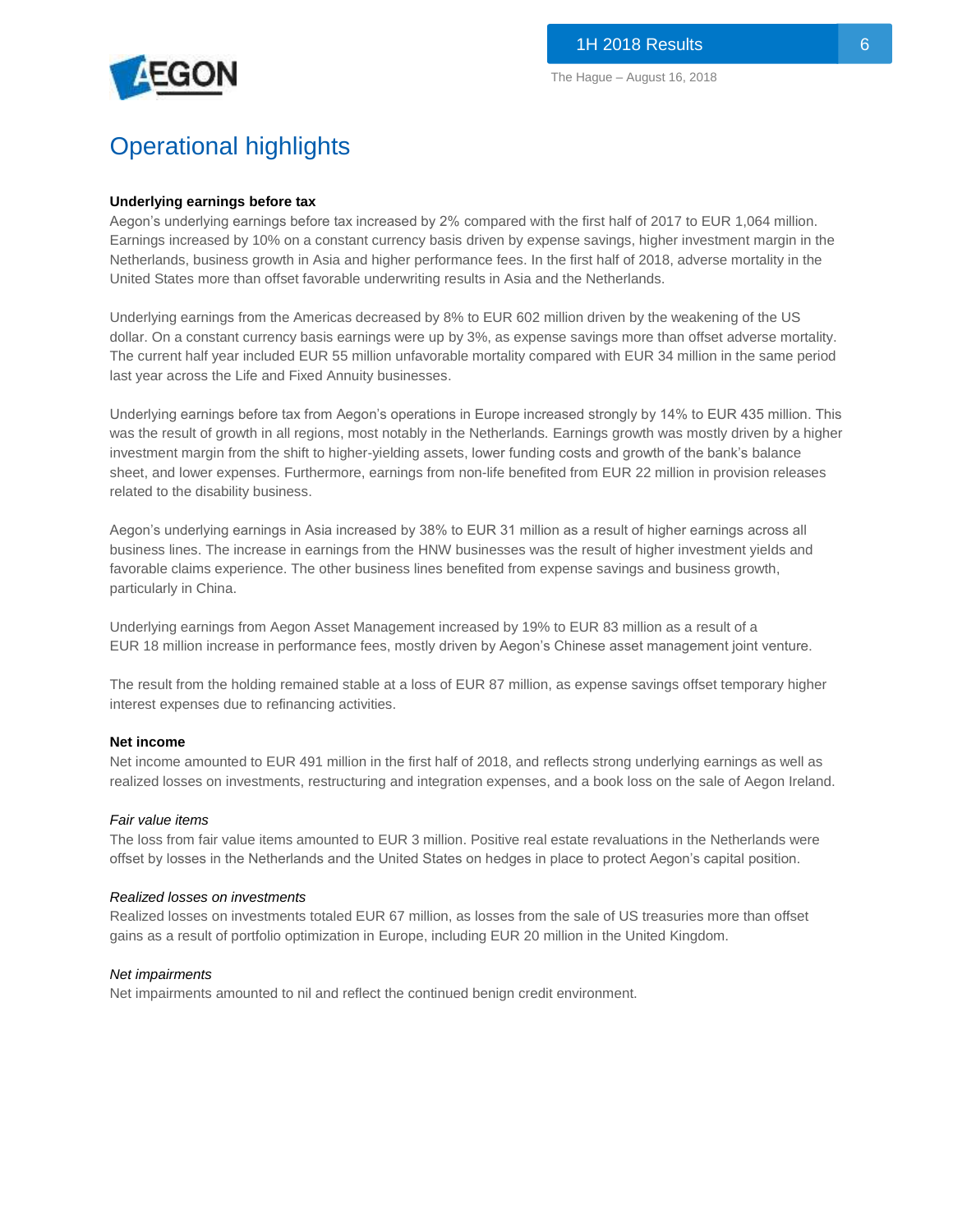## Operational highlights

**Underlying earnings before tax**

Aegon's underlying earnings before tax increased by 2% compared with the first half of 2017 to EUR 1,064 million. Earnings increased by 10% on a constant currency basis driven by expense savings, higher investment margin in the Netherlands, business growth in Asia and higher performance fees. In the first half of 2018, adverse mortality in the United States more than offset favorable underwriting results in Asia and the Netherlands.

Underlying earnings from the Americas decreased by 8% to EUR 602 million driven by the weakening of the US dollar. On a constant currency basis earnings were up by 3%, as expense savings more than offset adverse mortality. The current half year included EUR 55 million unfavorable mortality compared with EUR 34 million in the same period last year across the Life and Fixed Annuity businesses.

Underlying earnings before tax from Aegon's operations in Europe increased strongly by 14% to EUR 435 million. This was the result of growth in all regions, most notably in the Netherlands. Earnings growth was mostly driven by a higher investment margin from the shift to higher-yielding assets, lower funding costs and growth of the bank's balance sheet, and lower expenses. Furthermore, earnings from non-life benefited from EUR 22 million in provision releases related to the disability business.

Aegon's underlying earnings in Asia increased by 38% to EUR 31 million as a result of higher earnings across all business lines. The increase in earnings from the HNW businesses was the result of higher investment yields and favorable claims experience. The other business lines benefited from expense savings and business growth, particularly in China.

Underlying earnings from Aegon Asset Management increased by 19% to EUR 83 million as a result of a EUR 18 million increase in performance fees, mostly driven by Aegon's Chinese asset management joint venture.

The result from the holding remained stable at a loss of EUR 87 million, as expense savings offset temporary higher interest expenses due to refinancing activities.

**Net income**

Net income amounted to EUR 491 million in the first half of 2018, and reflects strong underlying earnings as well as realized losses on investments, restructuring and integration expenses, and a book loss on the sale of Aegon Ireland.

*Fair value items*

The loss from fair value items amounted to EUR 3 million. Positive real estate revaluations in the Netherlands were offset by losses in the Netherlands and the United States on hedges in place to protect Aegon's capital position.

*Realized losses on investments*

Realized losses on investments totaled EUR 67 million, as losses from the sale of US treasuries more than offset gains as a result of portfolio optimization in Europe, including EUR 20 million in the United Kingdom.

*Net impairments*

Net impairments amounted to nil and reflect the continued benign credit environment.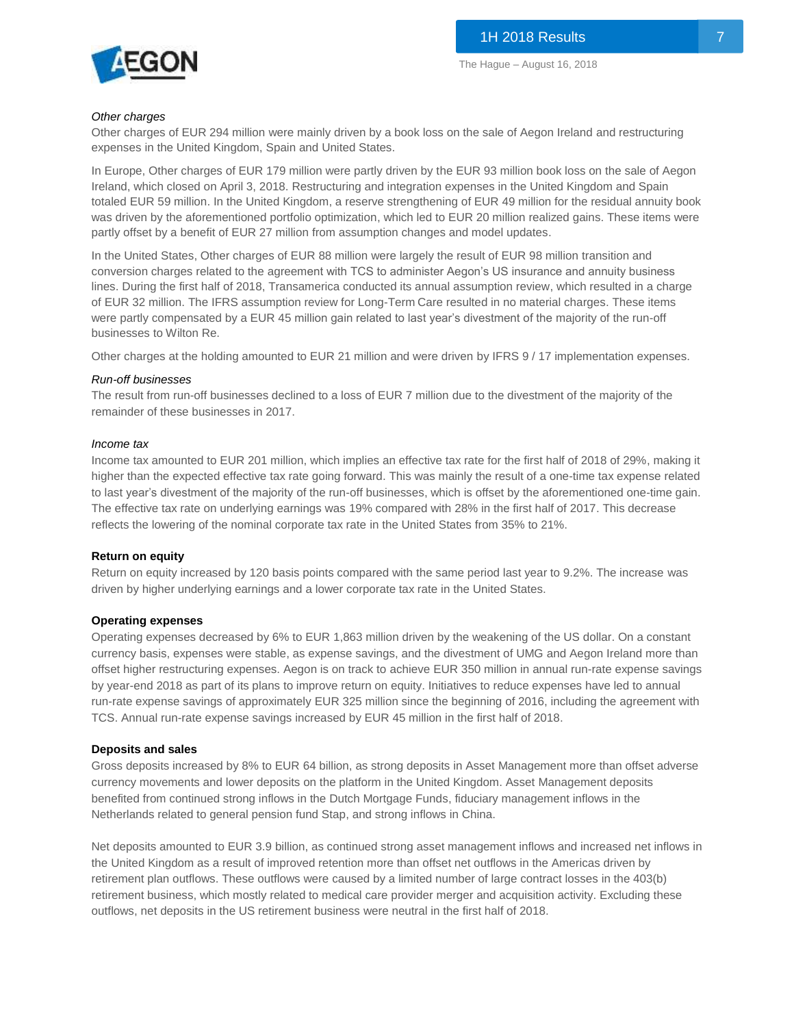*Other charges*

Other charges of EUR 294 million were mainly driven by a book loss on the sale of Aegon Ireland and restructuring expenses in the United Kingdom, Spain and United States.

In Europe, Other charges of EUR 179 million were partly driven by the EUR 93 million book loss on the sale of Aegon Ireland, which closed on April 3, 2018. Restructuring and integration expenses in the United Kingdom and Spain totaled EUR 59 million. In the United Kingdom, a reserve strengthening of EUR 49 million for the residual annuity book was driven by the aforementioned portfolio optimization, which led to EUR 20 million realized gains. These items were partly offset by a benefit of EUR 27 million from assumption changes and model updates.

In the United States, Other charges of EUR 88 million were largely the result of EUR 98 million transition and conversion charges related to the agreement with TCS to administer Aegon's US insurance and annuity business lines. During the first half of 2018, Transamerica conducted its annual assumption review, which resulted in a charge of EUR 32 million. The IFRS assumption review for Long-Term Care resulted in no material charges. These items were partly compensated by a EUR 45 million gain related to last year's divestment of the majority of the run-off businesses to Wilton Re.

Other charges at the holding amounted to EUR 21 million and were driven by IFRS 9 / 17 implementation expenses.

*Run-off businesses*

The result from run-off businesses declined to a loss of EUR 7 million due to the divestment of the majority of the remainder of these businesses in 2017.

*Income tax*

Income tax amounted to EUR 201 million, which implies an effective tax rate for the first half of 2018 of 29%, making it higher than the expected effective tax rate going forward. This was mainly the result of a one-time tax expense related to last year's divestment of the majority of the run-off businesses, which is offset by the aforementioned one-time gain. The effective tax rate on underlying earnings was 19% compared with 28% in the first half of 2017. This decrease reflects the lowering of the nominal corporate tax rate in the United States from 35% to 21%.

**Return on equity**

Return on equity increased by 120 basis points compared with the same period last year to 9.2%. The increase was driven by higher underlying earnings and a lower corporate tax rate in the United States.

**Operating expenses**

Operating expenses decreased by 6% to EUR 1,863 million driven by the weakening of the US dollar. On a constant currency basis, expenses were stable, as expense savings, and the divestment of UMG and Aegon Ireland more than offset higher restructuring expenses. Aegon is on track to achieve EUR 350 million in annual run-rate expense savings by year-end 2018 as part of its plans to improve return on equity. Initiatives to reduce expenses have led to annual run-rate expense savings of approximately EUR 325 million since the beginning of 2016, including the agreement with TCS. Annual run-rate expense savings increased by EUR 45 million in the first half of 2018.

**Deposits and sales**

Gross deposits increased by 8% to EUR 64 billion, as strong deposits in Asset Management more than offset adverse currency movements and lower deposits on the platform in the United Kingdom. Asset Management deposits benefited from continued strong inflows in the Dutch Mortgage Funds, fiduciary management inflows in the Netherlands related to general pension fund Stap, and strong inflows in China.

Net deposits amounted to EUR 3.9 billion, as continued strong asset management inflows and increased net inflows in the United Kingdom as a result of improved retention more than offset net outflows in the Americas driven by retirement plan outflows. These outflows were caused by a limited number of large contract losses in the 403(b) retirement business, which mostly related to medical care provider merger and acquisition activity. Excluding these outflows, net deposits in the US retirement business were neutral in the first half of 2018.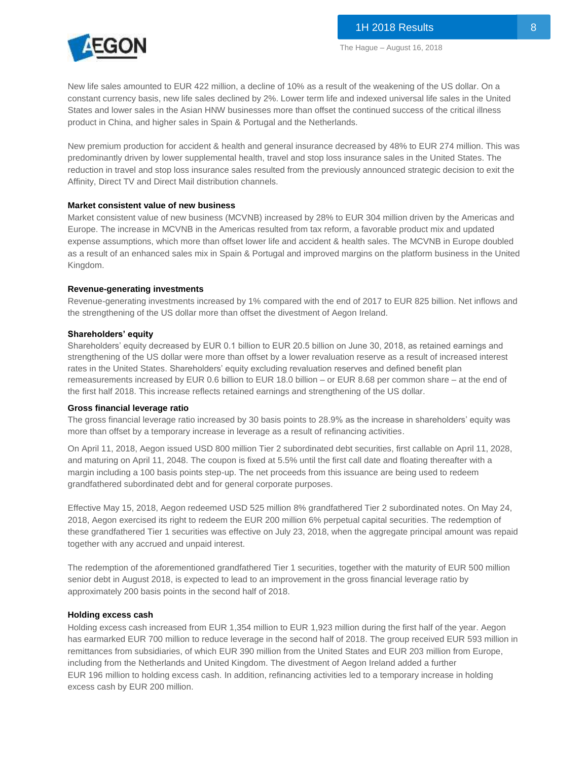New life sales amounted to EUR 422 million, a decline of 10% as a result of the weakening of the US dollar. On a constant currency basis, new life sales declined by 2%. Lower term life and indexed universal life sales in the United States and lower sales in the Asian HNW businesses more than offset the continued success of the critical illness product in China, and higher sales in Spain & Portugal and the Netherlands.

New premium production for accident & health and general insurance decreased by 48% to EUR 274 million. This was predominantly driven by lower supplemental health, travel and stop loss insurance sales in the United States. The reduction in travel and stop loss insurance sales resulted from the previously announced strategic decision to exit the Affinity, Direct TV and Direct Mail distribution channels.

**Market consistent value of new business**

Market consistent value of new business (MCVNB) increased by 28% to EUR 304 million driven by the Americas and Europe. The increase in MCVNB in the Americas resulted from tax reform, a favorable product mix and updated expense assumptions, which more than offset lower life and accident & health sales. The MCVNB in Europe doubled as a result of an enhanced sales mix in Spain & Portugal and improved margins on the platform business in the United Kingdom.

**Revenue-generating investments**

Revenue-generating investments increased by 1% compared with the end of 2017 to EUR 825 billion. Net inflows and the strengthening of the US dollar more than offset the divestment of Aegon Ireland.

**Shareholders' equity**

Shareholders' equity decreased by EUR 0.1 billion to EUR 20.5 billion on June 30, 2018, as retained earnings and strengthening of the US dollar were more than offset by a lower revaluation reserve as a result of increased interest rates in the United States. Shareholders' equity excluding revaluation reserves and defined benefit plan remeasurements increased by EUR 0.6 billion to EUR 18.0 billion – or EUR 8.68 per common share – at the end of the first half 2018. This increase reflects retained earnings and strengthening of the US dollar.

**Gross financial leverage ratio**

The gross financial leverage ratio increased by 30 basis points to 28.9% as the increase in shareholders' equity was more than offset by a temporary increase in leverage as a result of refinancing activities.

On April 11, 2018, Aegon issued USD 800 million Tier 2 subordinated debt securities, first callable on April 11, 2028, and maturing on April 11, 2048. The coupon is fixed at 5.5% until the first call date and floating thereafter with a margin including a 100 basis points step-up. The net proceeds from this issuance are being used to redeem grandfathered subordinated debt and for general corporate purposes.

Effective May 15, 2018, Aegon redeemed USD 525 million 8% grandfathered Tier 2 subordinated notes. On May 24, 2018, Aegon exercised its right to redeem the EUR 200 million 6% perpetual capital securities. The redemption of these grandfathered Tier 1 securities was effective on July 23, 2018, when the aggregate principal amount was repaid together with any accrued and unpaid interest.

The redemption of the aforementioned grandfathered Tier 1 securities, together with the maturity of EUR 500 million senior debt in August 2018, is expected to lead to an improvement in the gross financial leverage ratio by approximately 200 basis points in the second half of 2018.

**Holding excess cash**

Holding excess cash increased from EUR 1,354 million to EUR 1,923 million during the first half of the year. Aegon has earmarked EUR 700 million to reduce leverage in the second half of 2018. The group received EUR 593 million in remittances from subsidiaries, of which EUR 390 million from the United States and EUR 203 million from Europe, including from the Netherlands and United Kingdom. The divestment of Aegon Ireland added a further EUR 196 million to holding excess cash. In addition, refinancing activities led to a temporary increase in holding excess cash by EUR 200 million.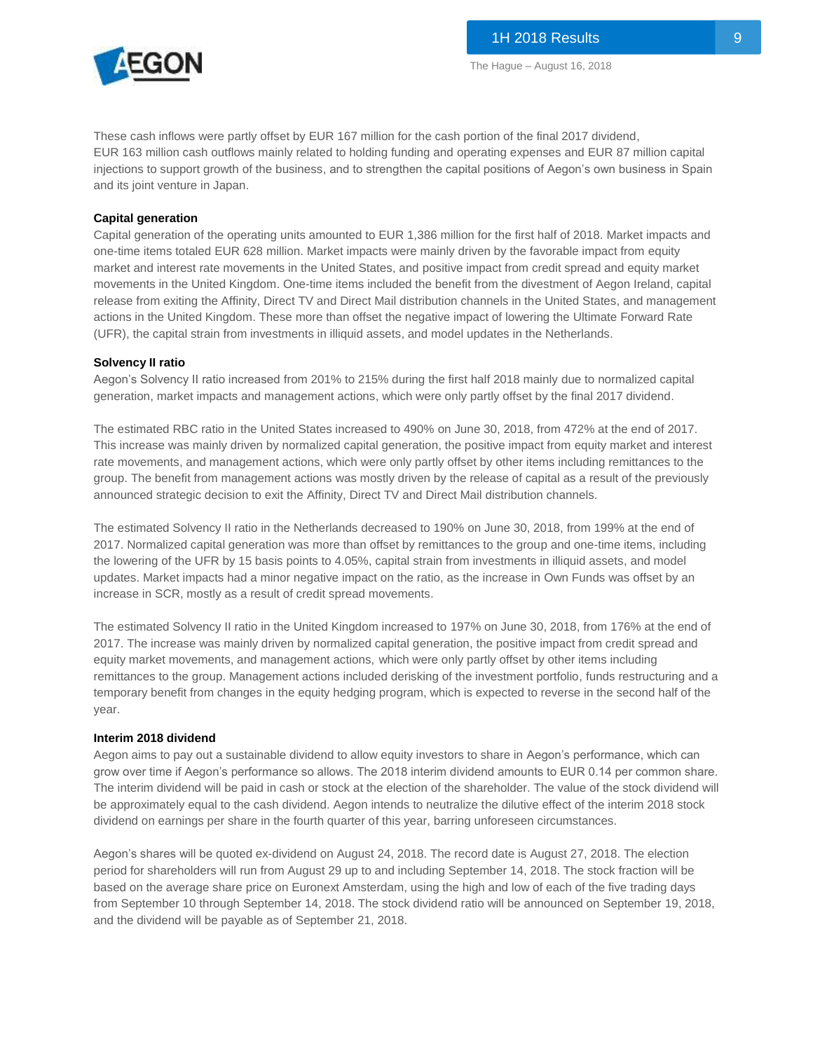These cash inflows were partly offset by EUR 167 million for the cash portion of the final 2017 dividend, EUR 163 million cash outflows mainly related to holding funding and operating expenses and EUR 87 million capital injections to support growth of the business, and to strengthen the capital positions of Aegon's own business in Spain and its joint venture in Japan.

**Capital generation**

Capital generation of the operating units amounted to EUR 1,386 million for the first half of 2018. Market impacts and one-time items totaled EUR 628 million. Market impacts were mainly driven by the favorable impact from equity market and interest rate movements in the United States, and positive impact from credit spread and equity market movements in the United Kingdom. One-time items included the benefit from the divestment of Aegon Ireland, capital release from exiting the Affinity, Direct TV and Direct Mail distribution channels in the United States, and management actions in the United Kingdom. These more than offset the negative impact of lowering the Ultimate Forward Rate (UFR), the capital strain from investments in illiquid assets, and model updates in the Netherlands.

**Solvency II ratio**

Aegon's Solvency II ratio increased from 201% to 215% during the first half 2018 mainly due to normalized capital generation, market impacts and management actions, which were only partly offset by the final 2017 dividend.

The estimated RBC ratio in the United States increased to 490% on June 30, 2018, from 472% at the end of 2017. This increase was mainly driven by normalized capital generation, the positive impact from equity market and interest rate movements, and management actions, which were only partly offset by other items including remittances to the group. The benefit from management actions was mostly driven by the release of capital as a result of the previously announced strategic decision to exit the Affinity, Direct TV and Direct Mail distribution channels.

The estimated Solvency II ratio in the Netherlands decreased to 190% on June 30, 2018, from 199% at the end of 2017. Normalized capital generation was more than offset by remittances to the group and one-time items, including the lowering of the UFR by 15 basis points to 4.05%, capital strain from investments in illiquid assets, and model updates. Market impacts had a minor negative impact on the ratio, as the increase in Own Funds was offset by an increase in SCR, mostly as a result of credit spread movements.

The estimated Solvency II ratio in the United Kingdom increased to 197% on June 30, 2018, from 176% at the end of 2017. The increase was mainly driven by normalized capital generation, the positive impact from credit spread and equity market movements, and management actions, which were only partly offset by other items including remittances to the group. Management actions included derisking of the investment portfolio, funds restructuring and a temporary benefit from changes in the equity hedging program, which is expected to reverse in the second half of the year.

**Interim 2018 dividend**

Aegon aims to pay out a sustainable dividend to allow equity investors to share in Aegon's performance, which can grow over time if Aegon's performance so allows. The 2018 interim dividend amounts to EUR 0.14 per common share. The interim dividend will be paid in cash or stock at the election of the shareholder. The value of the stock dividend will be approximately equal to the cash dividend. Aegon intends to neutralize the dilutive effect of the interim 2018 stock dividend on earnings per share in the fourth quarter of this year, barring unforeseen circumstances.

Aegon's shares will be quoted ex-dividend on August 24, 2018. The record date is August 27, 2018. The election period for shareholders will run from August 29 up to and including September 14, 2018. The stock fraction will be based on the average share price on Euronext Amsterdam, using the high and low of each of the five trading days from September 10 through September 14, 2018. The stock dividend ratio will be announced on September 19, 2018, and the dividend will be payable as of September 21, 2018.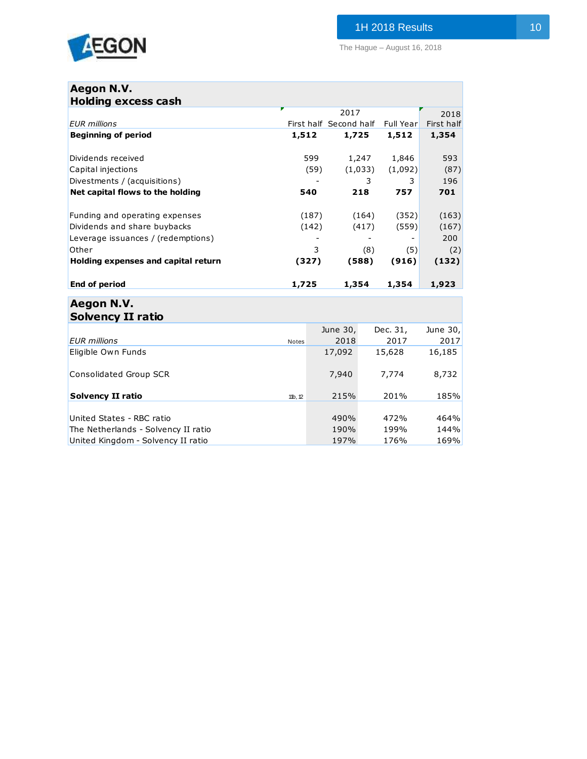## Aegon N.V.
### Holding excess cash

| EUR millions | 2017 First half | 2017 Second half | 2017 Full Year | 2018 First half |
|---|---|---|---|---|
| **Beginning of period** | **1,512** | **1,725** | **1,512** | **1,354** |
| | | | | |
| Dividends received | 599 | 1,247 | 1,846 | 593 |
| Capital injections | (59) | (1,033) | (1,092) | (87) |
| Divestments / (acquisitions) | - | 3 | 3 | 196 |
| **Net capital flows to the holding** | **540** | **218** | **757** | **701** |
| | | | | |
| Funding and operating expenses | (187) | (164) | (352) | (163) |
| Dividends and share buybacks | (142) | (417) | (559) | (167) |
| Leverage issuances / (redemptions) | - | - | - | 200 |
| Other | 3 | (8) | (5) | (2) |
| **Holding expenses and capital return** | **(327)** | **(588)** | **(916)** | **(132)** |
| | | | | |
| **End of period** | **1,725** | **1,354** | **1,354** | **1,923** |

## Aegon N.V.
### Solvency II ratio

| EUR millions | Notes | June 30, 2018 | Dec. 31, 2017 | June 30, 2017 |
|---|---|---|---|---|
| Eligible Own Funds | | 17,092 | 15,628 | 16,185 |
| | | | | |
| Consolidated Group SCR | | 7,940 | 7,774 | 8,732 |
| | | | | |
| **Solvency II ratio** | 11b, 12 | 215% | 201% | 185% |
| | | | | |
| United States - RBC ratio | | 490% | 472% | 464% |
| The Netherlands - Solvency II ratio | | 190% | 199% | 144% |
| United Kingdom - Solvency II ratio | | 197% | 176% | 169% |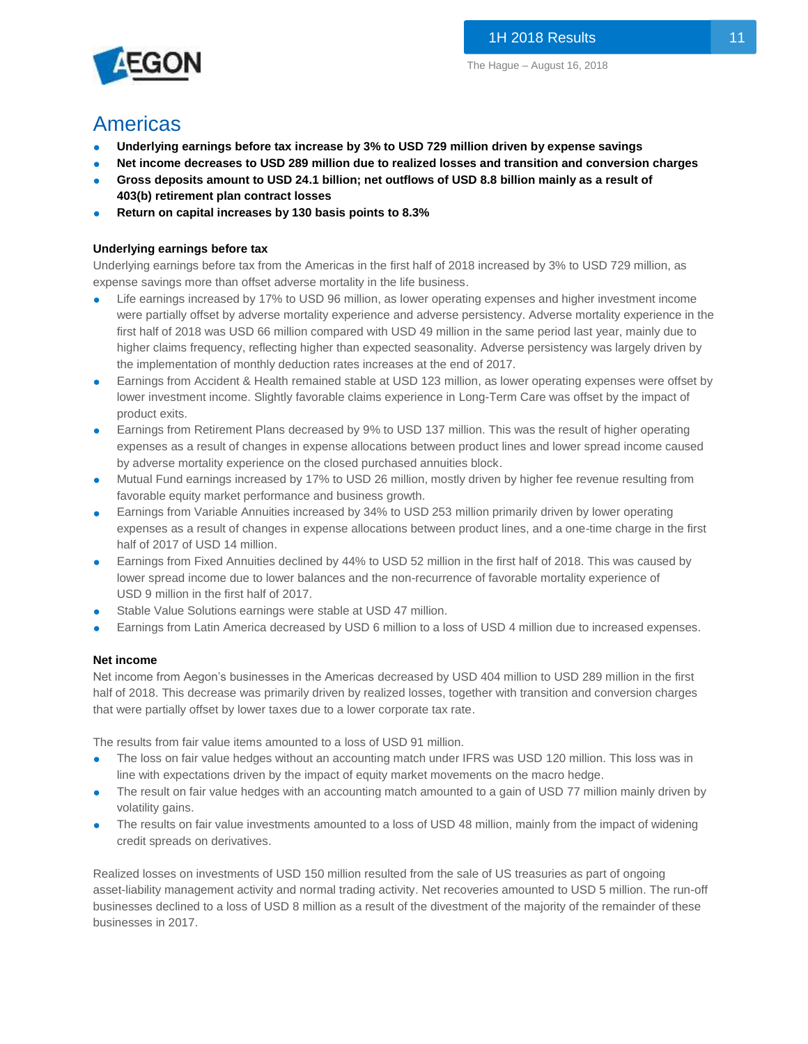# Americas

- **Underlying earnings before tax increase by 3% to USD 729 million driven by expense savings**
- **Net income decreases to USD 289 million due to realized losses and transition and conversion charges**
- **Gross deposits amount to USD 24.1 billion; net outflows of USD 8.8 billion mainly as a result of 403(b) retirement plan contract losses**
- **Return on capital increases by 130 basis points to 8.3%**

### Underlying earnings before tax

Underlying earnings before tax from the Americas in the first half of 2018 increased by 3% to USD 729 million, as expense savings more than offset adverse mortality in the life business.

- Life earnings increased by 17% to USD 96 million, as lower operating expenses and higher investment income were partially offset by adverse mortality experience and adverse persistency. Adverse mortality experience in the first half of 2018 was USD 66 million compared with USD 49 million in the same period last year, mainly due to higher claims frequency, reflecting higher than expected seasonality. Adverse persistency was largely driven by the implementation of monthly deduction rates increases at the end of 2017.
- Earnings from Accident & Health remained stable at USD 123 million, as lower operating expenses were offset by lower investment income. Slightly favorable claims experience in Long-Term Care was offset by the impact of product exits.
- Earnings from Retirement Plans decreased by 9% to USD 137 million. This was the result of higher operating expenses as a result of changes in expense allocations between product lines and lower spread income caused by adverse mortality experience on the closed purchased annuities block.
- Mutual Fund earnings increased by 17% to USD 26 million, mostly driven by higher fee revenue resulting from favorable equity market performance and business growth.
- Earnings from Variable Annuities increased by 34% to USD 253 million primarily driven by lower operating expenses as a result of changes in expense allocations between product lines, and a one-time charge in the first half of 2017 of USD 14 million.
- Earnings from Fixed Annuities declined by 44% to USD 52 million in the first half of 2018. This was caused by lower spread income due to lower balances and the non-recurrence of favorable mortality experience of USD 9 million in the first half of 2017.
- Stable Value Solutions earnings were stable at USD 47 million.
- Earnings from Latin America decreased by USD 6 million to a loss of USD 4 million due to increased expenses.

### Net income

Net income from Aegon's businesses in the Americas decreased by USD 404 million to USD 289 million in the first half of 2018. This decrease was primarily driven by realized losses, together with transition and conversion charges that were partially offset by lower taxes due to a lower corporate tax rate.

The results from fair value items amounted to a loss of USD 91 million.

- The loss on fair value hedges without an accounting match under IFRS was USD 120 million. This loss was in line with expectations driven by the impact of equity market movements on the macro hedge.
- The result on fair value hedges with an accounting match amounted to a gain of USD 77 million mainly driven by volatility gains.
- The results on fair value investments amounted to a loss of USD 48 million, mainly from the impact of widening credit spreads on derivatives.

Realized losses on investments of USD 150 million resulted from the sale of US treasuries as part of ongoing asset-liability management activity and normal trading activity. Net recoveries amounted to USD 5 million. The run-off businesses declined to a loss of USD 8 million as a result of the divestment of the majority of the remainder of these businesses in 2017.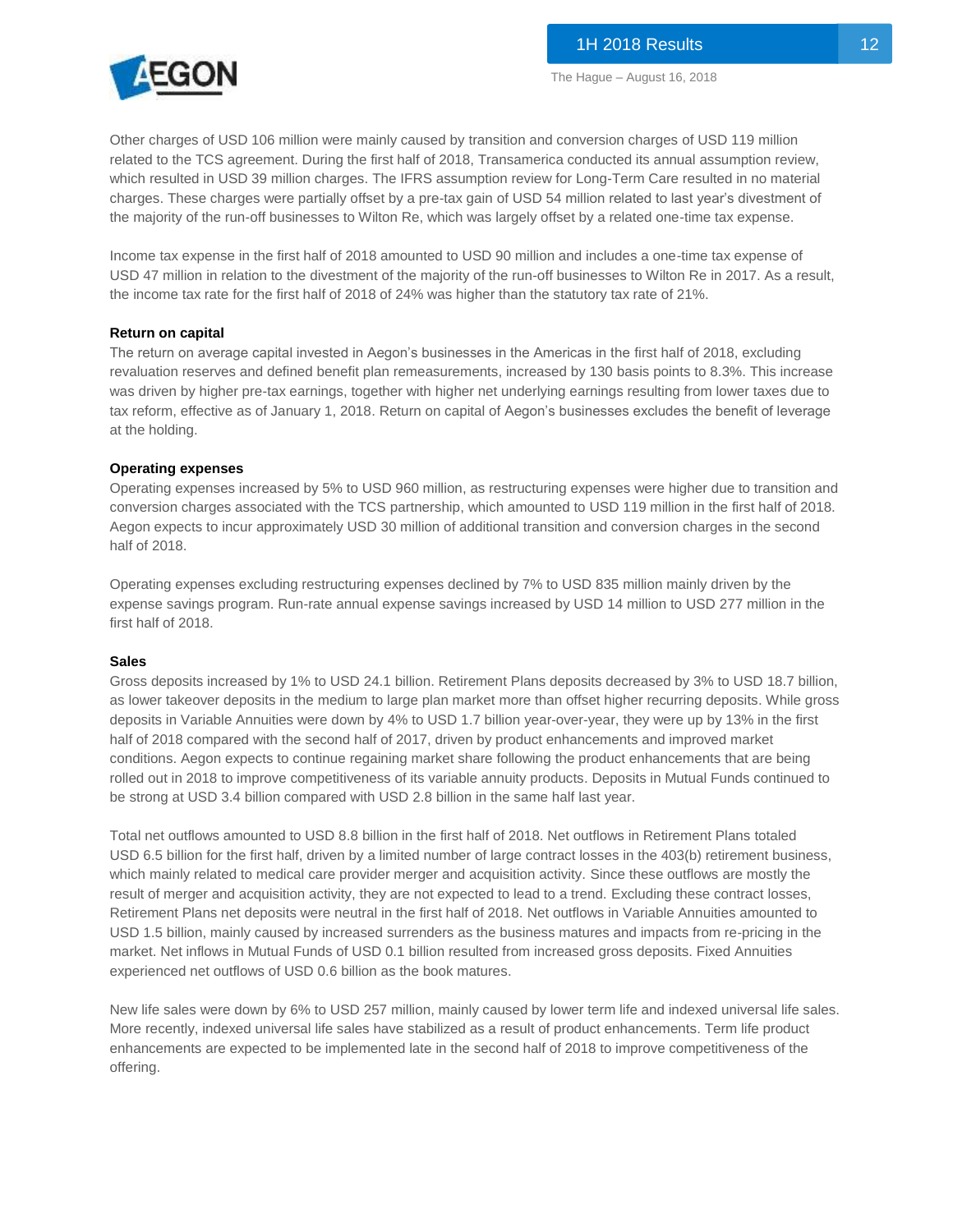Other charges of USD 106 million were mainly caused by transition and conversion charges of USD 119 million related to the TCS agreement. During the first half of 2018, Transamerica conducted its annual assumption review, which resulted in USD 39 million charges. The IFRS assumption review for Long-Term Care resulted in no material charges. These charges were partially offset by a pre-tax gain of USD 54 million related to last year's divestment of the majority of the run-off businesses to Wilton Re, which was largely offset by a related one-time tax expense.

Income tax expense in the first half of 2018 amounted to USD 90 million and includes a one-time tax expense of USD 47 million in relation to the divestment of the majority of the run-off businesses to Wilton Re in 2017. As a result, the income tax rate for the first half of 2018 of 24% was higher than the statutory tax rate of 21%.

**Return on capital**

The return on average capital invested in Aegon's businesses in the Americas in the first half of 2018, excluding revaluation reserves and defined benefit plan remeasurements, increased by 130 basis points to 8.3%. This increase was driven by higher pre-tax earnings, together with higher net underlying earnings resulting from lower taxes due to tax reform, effective as of January 1, 2018. Return on capital of Aegon's businesses excludes the benefit of leverage at the holding.

**Operating expenses**

Operating expenses increased by 5% to USD 960 million, as restructuring expenses were higher due to transition and conversion charges associated with the TCS partnership, which amounted to USD 119 million in the first half of 2018. Aegon expects to incur approximately USD 30 million of additional transition and conversion charges in the second half of 2018.

Operating expenses excluding restructuring expenses declined by 7% to USD 835 million mainly driven by the expense savings program. Run-rate annual expense savings increased by USD 14 million to USD 277 million in the first half of 2018.

**Sales**

Gross deposits increased by 1% to USD 24.1 billion. Retirement Plans deposits decreased by 3% to USD 18.7 billion, as lower takeover deposits in the medium to large plan market more than offset higher recurring deposits. While gross deposits in Variable Annuities were down by 4% to USD 1.7 billion year-over-year, they were up by 13% in the first half of 2018 compared with the second half of 2017, driven by product enhancements and improved market conditions. Aegon expects to continue regaining market share following the product enhancements that are being rolled out in 2018 to improve competitiveness of its variable annuity products. Deposits in Mutual Funds continued to be strong at USD 3.4 billion compared with USD 2.8 billion in the same half last year.

Total net outflows amounted to USD 8.8 billion in the first half of 2018. Net outflows in Retirement Plans totaled USD 6.5 billion for the first half, driven by a limited number of large contract losses in the 403(b) retirement business, which mainly related to medical care provider merger and acquisition activity. Since these outflows are mostly the result of merger and acquisition activity, they are not expected to lead to a trend. Excluding these contract losses, Retirement Plans net deposits were neutral in the first half of 2018. Net outflows in Variable Annuities amounted to USD 1.5 billion, mainly caused by increased surrenders as the business matures and impacts from re-pricing in the market. Net inflows in Mutual Funds of USD 0.1 billion resulted from increased gross deposits. Fixed Annuities experienced net outflows of USD 0.6 billion as the book matures.

New life sales were down by 6% to USD 257 million, mainly caused by lower term life and indexed universal life sales. More recently, indexed universal life sales have stabilized as a result of product enhancements. Term life product enhancements are expected to be implemented late in the second half of 2018 to improve competitiveness of the offering.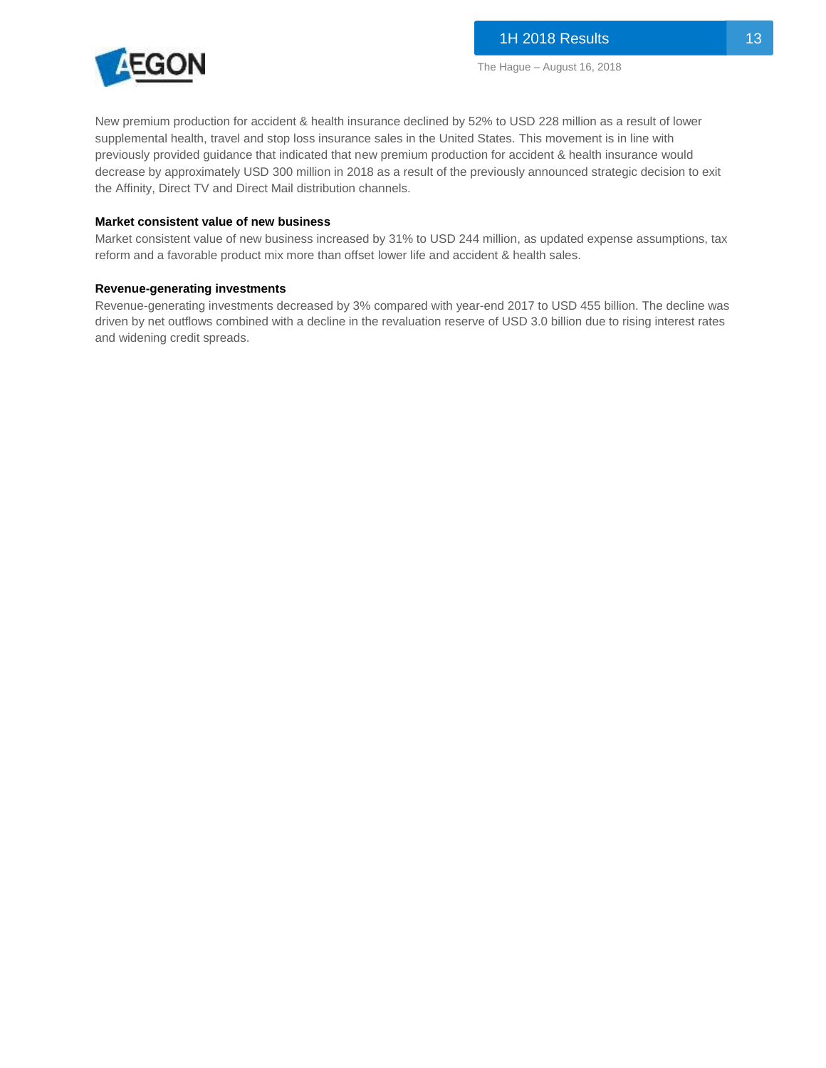New premium production for accident & health insurance declined by 52% to USD 228 million as a result of lower supplemental health, travel and stop loss insurance sales in the United States. This movement is in line with previously provided guidance that indicated that new premium production for accident & health insurance would decrease by approximately USD 300 million in 2018 as a result of the previously announced strategic decision to exit the Affinity, Direct TV and Direct Mail distribution channels.

**Market consistent value of new business**

Market consistent value of new business increased by 31% to USD 244 million, as updated expense assumptions, tax reform and a favorable product mix more than offset lower life and accident & health sales.

**Revenue-generating investments**

Revenue-generating investments decreased by 3% compared with year-end 2017 to USD 455 billion. The decline was driven by net outflows combined with a decline in the revaluation reserve of USD 3.0 billion due to rising interest rates and widening credit spreads.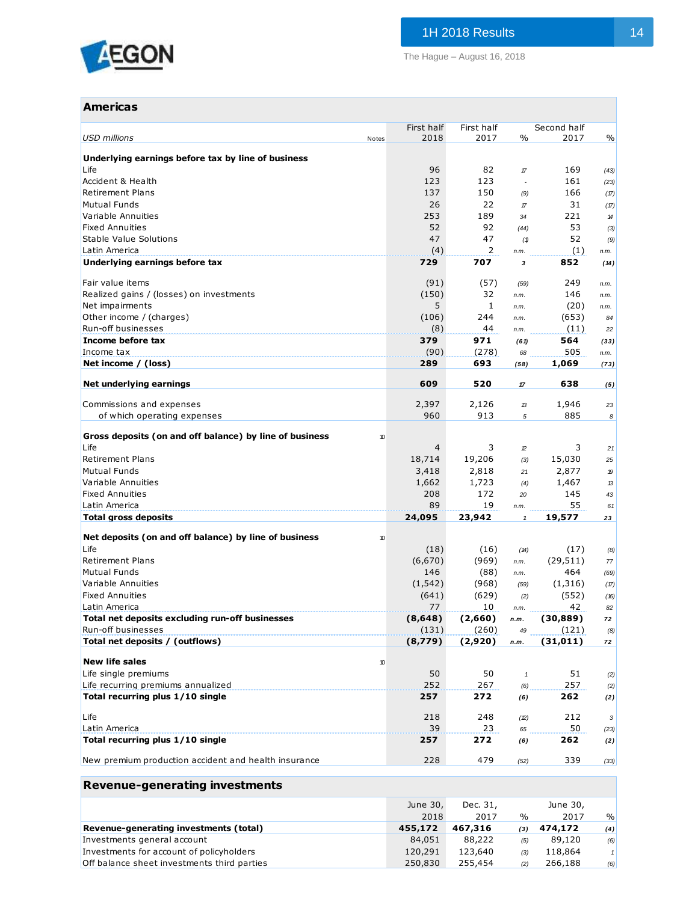## Americas

| USD millions | Notes | First half 2018 | First half 2017 | % | Second half 2017 | % |
|---|---|---|---|---|---|---|
| **Underlying earnings before tax by line of business** | | | | | | |
| Life | | 96 | 82 | 17 | 169 | (43) |
| Accident & Health | | 123 | 123 | - | 161 | (23) |
| Retirement Plans | | 137 | 150 | (9) | 166 | (17) |
| Mutual Funds | | 26 | 22 | 17 | 31 | (17) |
| Variable Annuities | | 253 | 189 | 34 | 221 | 14 |
| Fixed Annuities | | 52 | 92 | (44) | 53 | (3) |
| Stable Value Solutions | | 47 | 47 | (1) | 52 | (9) |
| Latin America | | (4) | 2 | n.m. | (1) | n.m. |
| **Underlying earnings before tax** | | **729** | **707** | **3** | **852** | **(14)** |
| Fair value items | | (91) | (57) | (59) | 249 | n.m. |
| Realized gains / (losses) on investments | | (150) | 32 | n.m. | 146 | n.m. |
| Net impairments | | 5 | 1 | n.m. | (20) | n.m. |
| Other income / (charges) | | (106) | 244 | n.m. | (653) | 84 |
| Run-off businesses | | (8) | 44 | n.m. | (11) | 22 |
| **Income before tax** | | **379** | **971** | **(61)** | **564** | **(33)** |
| Income tax | | (90) | (278) | 68 | 505 | n.m. |
| **Net income / (loss)** | | **289** | **693** | **(58)** | **1,069** | **(73)** |
| **Net underlying earnings** | | **609** | **520** | **17** | **638** | **(5)** |
| Commissions and expenses | | 2,397 | 2,126 | 13 | 1,946 | 23 |
| of which operating expenses | | 960 | 913 | 5 | 885 | 8 |
| **Gross deposits (on and off balance) by line of business** | 10 | | | | | |
| Life | | 4 | 3 | 12 | 3 | 21 |
| Retirement Plans | | 18,714 | 19,206 | (3) | 15,030 | 25 |
| Mutual Funds | | 3,418 | 2,818 | 21 | 2,877 | 19 |
| Variable Annuities | | 1,662 | 1,723 | (4) | 1,467 | 13 |
| Fixed Annuities | | 208 | 172 | 20 | 145 | 43 |
| Latin America | | 89 | 19 | n.m. | 55 | 61 |
| **Total gross deposits** | | **24,095** | **23,942** | **1** | **19,577** | **23** |
| **Net deposits (on and off balance) by line of business** | 10 | | | | | |
| Life | | (18) | (16) | (14) | (17) | (8) |
| Retirement Plans | | (6,670) | (969) | n.m. | (29,511) | 77 |
| Mutual Funds | | 146 | (88) | n.m. | 464 | (69) |
| Variable Annuities | | (1,542) | (968) | (59) | (1,316) | (17) |
| Fixed Annuities | | (641) | (629) | (2) | (552) | (16) |
| Latin America | | 77 | 10 | n.m. | 42 | 82 |
| **Total net deposits excluding run-off businesses** | | **(8,648)** | **(2,660)** | **n.m.** | **(30,889)** | **72** |
| Run-off businesses | | (131) | (260) | 49 | (121) | (8) |
| **Total net deposits / (outflows)** | | **(8,779)** | **(2,920)** | **n.m.** | **(31,011)** | **72** |
| **New life sales** | 10 | | | | | |
| Life single premiums | | 50 | 50 | 1 | 51 | (2) |
| Life recurring premiums annualized | | 252 | 267 | (6) | 257 | (2) |
| **Total recurring plus 1/10 single** | | **257** | **272** | **(6)** | **262** | **(2)** |
| Life | | 218 | 248 | (12) | 212 | 3 |
| Latin America | | 39 | 23 | 65 | 50 | (23) |
| **Total recurring plus 1/10 single** | | **257** | **272** | **(6)** | **262** | **(2)** |
| New premium production accident and health insurance | | 228 | 479 | (52) | 339 | (33) |

## Revenue-generating investments

| | June 30, 2018 | Dec. 31, 2017 | % | June 30, 2017 | % |
|---|---|---|---|---|---|
| **Revenue-generating investments (total)** | **455,172** | **467,316** | **(3)** | **474,172** | **(4)** |
| Investments general account | 84,051 | 88,222 | (5) | 89,120 | (6) |
| Investments for account of policyholders | 120,291 | 123,640 | (3) | 118,864 | 1 |
| Off balance sheet investments third parties | 250,830 | 255,454 | (2) | 266,188 | (6) |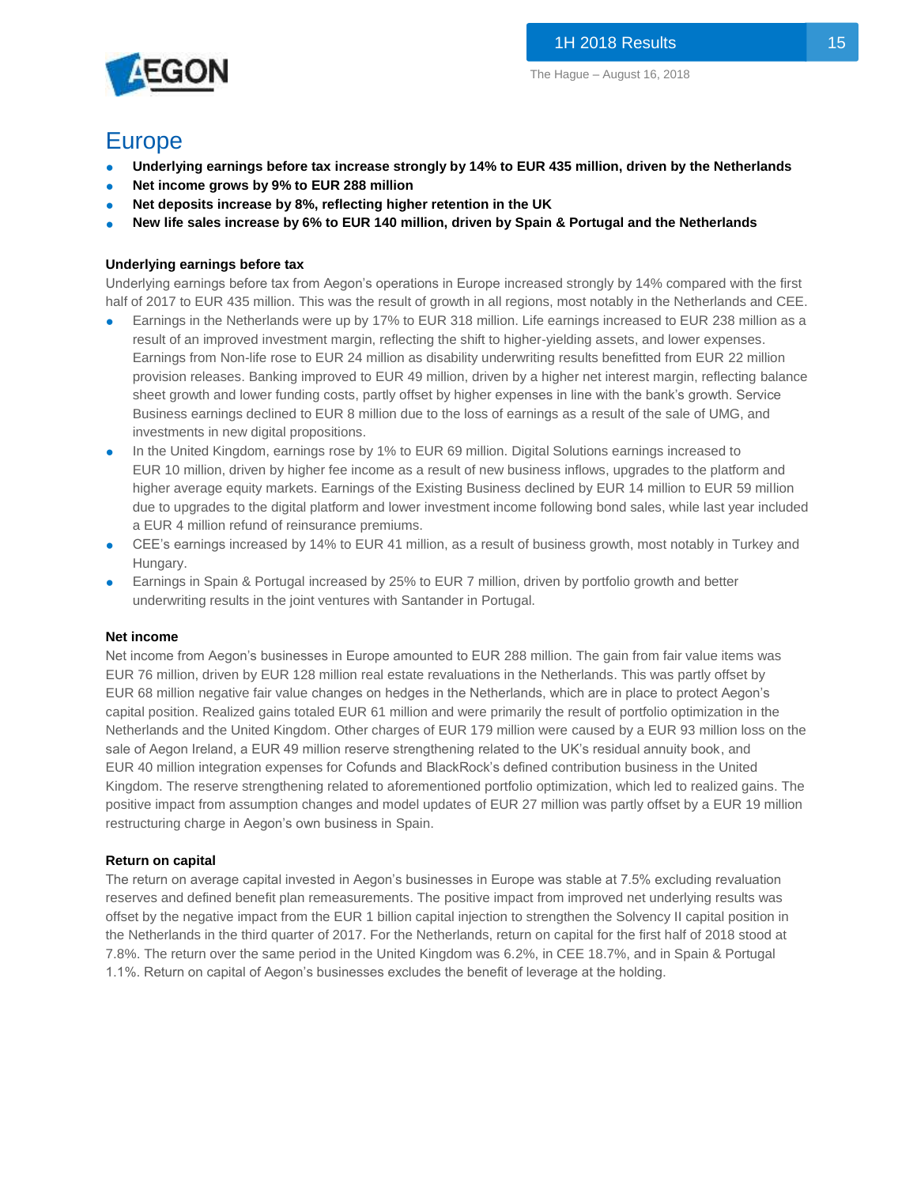# Europe

- **Underlying earnings before tax increase strongly by 14% to EUR 435 million, driven by the Netherlands**
- **Net income grows by 9% to EUR 288 million**
- **Net deposits increase by 8%, reflecting higher retention in the UK**
- **New life sales increase by 6% to EUR 140 million, driven by Spain & Portugal and the Netherlands**

### Underlying earnings before tax

Underlying earnings before tax from Aegon's operations in Europe increased strongly by 14% compared with the first half of 2017 to EUR 435 million. This was the result of growth in all regions, most notably in the Netherlands and CEE.

- Earnings in the Netherlands were up by 17% to EUR 318 million. Life earnings increased to EUR 238 million as a result of an improved investment margin, reflecting the shift to higher-yielding assets, and lower expenses. Earnings from Non-life rose to EUR 24 million as disability underwriting results benefitted from EUR 22 million provision releases. Banking improved to EUR 49 million, driven by a higher net interest margin, reflecting balance sheet growth and lower funding costs, partly offset by higher expenses in line with the bank's growth. Service Business earnings declined to EUR 8 million due to the loss of earnings as a result of the sale of UMG, and investments in new digital propositions.
- In the United Kingdom, earnings rose by 1% to EUR 69 million. Digital Solutions earnings increased to EUR 10 million, driven by higher fee income as a result of new business inflows, upgrades to the platform and higher average equity markets. Earnings of the Existing Business declined by EUR 14 million to EUR 59 million due to upgrades to the digital platform and lower investment income following bond sales, while last year included a EUR 4 million refund of reinsurance premiums.
- CEE's earnings increased by 14% to EUR 41 million, as a result of business growth, most notably in Turkey and Hungary.
- Earnings in Spain & Portugal increased by 25% to EUR 7 million, driven by portfolio growth and better underwriting results in the joint ventures with Santander in Portugal.

### Net income

Net income from Aegon's businesses in Europe amounted to EUR 288 million. The gain from fair value items was EUR 76 million, driven by EUR 128 million real estate revaluations in the Netherlands. This was partly offset by EUR 68 million negative fair value changes on hedges in the Netherlands, which are in place to protect Aegon's capital position. Realized gains totaled EUR 61 million and were primarily the result of portfolio optimization in the Netherlands and the United Kingdom. Other charges of EUR 179 million were caused by a EUR 93 million loss on the sale of Aegon Ireland, a EUR 49 million reserve strengthening related to the UK's residual annuity book, and EUR 40 million integration expenses for Cofunds and BlackRock's defined contribution business in the United Kingdom. The reserve strengthening related to aforementioned portfolio optimization, which led to realized gains. The positive impact from assumption changes and model updates of EUR 27 million was partly offset by a EUR 19 million restructuring charge in Aegon's own business in Spain.

### Return on capital

The return on average capital invested in Aegon's businesses in Europe was stable at 7.5% excluding revaluation reserves and defined benefit plan remeasurements. The positive impact from improved net underlying results was offset by the negative impact from the EUR 1 billion capital injection to strengthen the Solvency II capital position in the Netherlands in the third quarter of 2017. For the Netherlands, return on capital for the first half of 2018 stood at 7.8%. The return over the same period in the United Kingdom was 6.2%, in CEE 18.7%, and in Spain & Portugal 1.1%. Return on capital of Aegon's businesses excludes the benefit of leverage at the holding.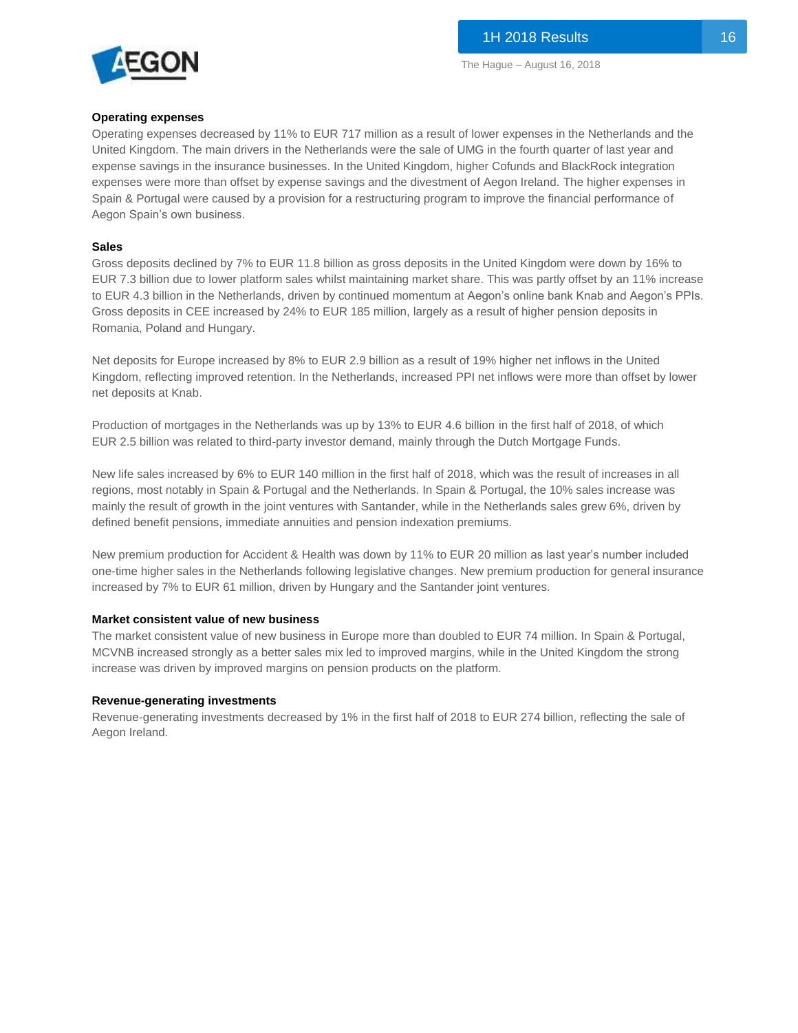**Operating expenses**

Operating expenses decreased by 11% to EUR 717 million as a result of lower expenses in the Netherlands and the United Kingdom. The main drivers in the Netherlands were the sale of UMG in the fourth quarter of last year and expense savings in the insurance businesses. In the United Kingdom, higher Cofunds and BlackRock integration expenses were more than offset by expense savings and the divestment of Aegon Ireland. The higher expenses in Spain & Portugal were caused by a provision for a restructuring program to improve the financial performance of Aegon Spain's own business.

**Sales**

Gross deposits declined by 7% to EUR 11.8 billion as gross deposits in the United Kingdom were down by 16% to EUR 7.3 billion due to lower platform sales whilst maintaining market share. This was partly offset by an 11% increase to EUR 4.3 billion in the Netherlands, driven by continued momentum at Aegon's online bank Knab and Aegon's PPIs. Gross deposits in CEE increased by 24% to EUR 185 million, largely as a result of higher pension deposits in Romania, Poland and Hungary.

Net deposits for Europe increased by 8% to EUR 2.9 billion as a result of 19% higher net inflows in the United Kingdom, reflecting improved retention. In the Netherlands, increased PPI net inflows were more than offset by lower net deposits at Knab.

Production of mortgages in the Netherlands was up by 13% to EUR 4.6 billion in the first half of 2018, of which EUR 2.5 billion was related to third-party investor demand, mainly through the Dutch Mortgage Funds.

New life sales increased by 6% to EUR 140 million in the first half of 2018, which was the result of increases in all regions, most notably in Spain & Portugal and the Netherlands. In Spain & Portugal, the 10% sales increase was mainly the result of growth in the joint ventures with Santander, while in the Netherlands sales grew 6%, driven by defined benefit pensions, immediate annuities and pension indexation premiums.

New premium production for Accident & Health was down by 11% to EUR 20 million as last year's number included one-time higher sales in the Netherlands following legislative changes. New premium production for general insurance increased by 7% to EUR 61 million, driven by Hungary and the Santander joint ventures.

**Market consistent value of new business**

The market consistent value of new business in Europe more than doubled to EUR 74 million. In Spain & Portugal, MCVNB increased strongly as a better sales mix led to improved margins, while in the United Kingdom the strong increase was driven by improved margins on pension products on the platform.

**Revenue-generating investments**

Revenue-generating investments decreased by 1% in the first half of 2018 to EUR 274 billion, reflecting the sale of Aegon Ireland.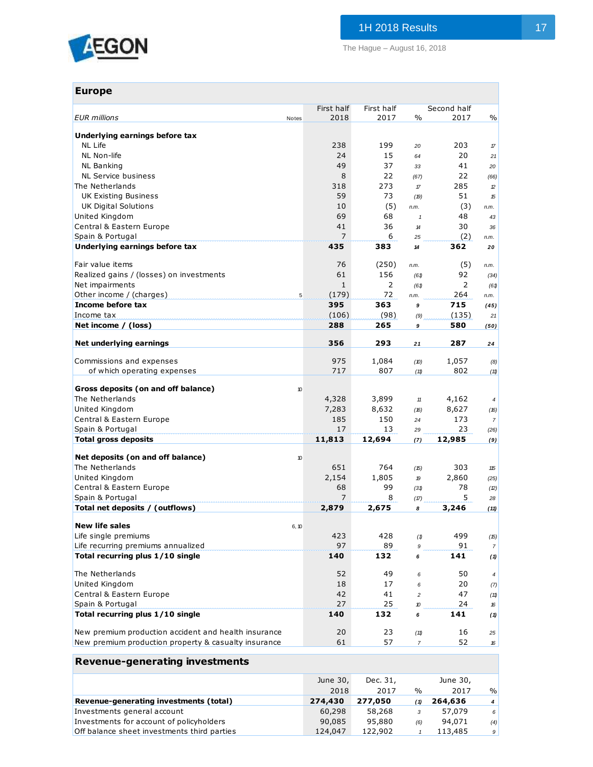## Europe

| EUR millions | Notes | First half 2018 | First half 2017 | % | Second half 2017 | % |
|---|---|---|---|---|---|---|
| **Underlying earnings before tax** | | | | | | |
| NL Life | | 238 | 199 | 20 | 203 | 17 |
| NL Non-life | | 24 | 15 | 64 | 20 | 21 |
| NL Banking | | 49 | 37 | 33 | 41 | 20 |
| NL Service business | | 8 | 22 | (67) | 22 | (66) |
| The Netherlands | | 318 | 273 | 17 | 285 | 12 |
| UK Existing Business | | 59 | 73 | (19) | 51 | 15 |
| UK Digital Solutions | | 10 | (5) | n.m. | (3) | n.m. |
| United Kingdom | | 69 | 68 | 1 | 48 | 43 |
| Central & Eastern Europe | | 41 | 36 | 14 | 30 | 36 |
| Spain & Portugal | | 7 | 6 | 25 | (2) | n.m. |
| **Underlying earnings before tax** | | **435** | **383** | **14** | **362** | **20** |
| | | | | | | |
| Fair value items | | 76 | (250) | n.m. | (5) | n.m. |
| Realized gains / (losses) on investments | | 61 | 156 | (61) | 92 | (34) |
| Net impairments | | 1 | 2 | (61) | 2 | (61) |
| Other income / (charges) | 5 | (179) | 72 | n.m. | 264 | n.m. |
| **Income before tax** | | **395** | **363** | **9** | **715** | **(45)** |
| Income tax | | (106) | (98) | (9) | (135) | 21 |
| **Net income / (loss)** | | **288** | **265** | **9** | **580** | **(50)** |
| | | | | | | |
| **Net underlying earnings** | | **356** | **293** | **21** | **287** | **24** |
| | | | | | | |
| Commissions and expenses | | 975 | 1,084 | (10) | 1,057 | (8) |
| of which operating expenses | | 717 | 807 | (11) | 802 | (11) |
| | | | | | | |
| **Gross deposits (on and off balance)** | 10 | | | | | |
| The Netherlands | | 4,328 | 3,899 | 11 | 4,162 | 4 |
| United Kingdom | | 7,283 | 8,632 | (16) | 8,627 | (16) |
| Central & Eastern Europe | | 185 | 150 | 24 | 173 | 7 |
| Spain & Portugal | | 17 | 13 | 29 | 23 | (26) |
| **Total gross deposits** | | **11,813** | **12,694** | **(7)** | **12,985** | **(9)** |
| | | | | | | |
| **Net deposits (on and off balance)** | 10 | | | | | |
| The Netherlands | | 651 | 764 | (15) | 303 | 115 |
| United Kingdom | | 2,154 | 1,805 | 19 | 2,860 | (25) |
| Central & Eastern Europe | | 68 | 99 | (31) | 78 | (12) |
| Spain & Portugal | | 7 | 8 | (17) | 5 | 28 |
| **Total net deposits / (outflows)** | | **2,879** | **2,675** | **8** | **3,246** | **(11)** |
| | | | | | | |
| **New life sales** | 6, 10 | | | | | |
| Life single premiums | | 423 | 428 | (1) | 499 | (15) |
| Life recurring premiums annualized | | 97 | 89 | 9 | 91 | 7 |
| **Total recurring plus 1/10 single** | | **140** | **132** | **6** | **141** | **(1)** |
| | | | | | | |
| The Netherlands | | 52 | 49 | 6 | 50 | 4 |
| United Kingdom | | 18 | 17 | 6 | 20 | (7) |
| Central & Eastern Europe | | 42 | 41 | 2 | 47 | (11) |
| Spain & Portugal | | 27 | 25 | 10 | 24 | 16 |
| **Total recurring plus 1/10 single** | | **140** | **132** | **6** | **141** | **(1)** |
| | | | | | | |
| New premium production accident and health insurance | | 20 | 23 | (11) | 16 | 25 |
| New premium production property & casualty insurance | | 61 | 57 | 7 | 52 | 16 |

## Revenue-generating investments

| | June 30, 2018 | Dec. 31, 2017 | % | June 30, 2017 | % |
|---|---|---|---|---|---|
| **Revenue-generating investments (total)** | **274,430** | **277,050** | **(1)** | **264,636** | **4** |
| Investments general account | 60,298 | 58,268 | 3 | 57,079 | 6 |
| Investments for account of policyholders | 90,085 | 95,880 | (6) | 94,071 | (4) |
| Off balance sheet investments third parties | 124,047 | 122,902 | 1 | 113,485 | 9 |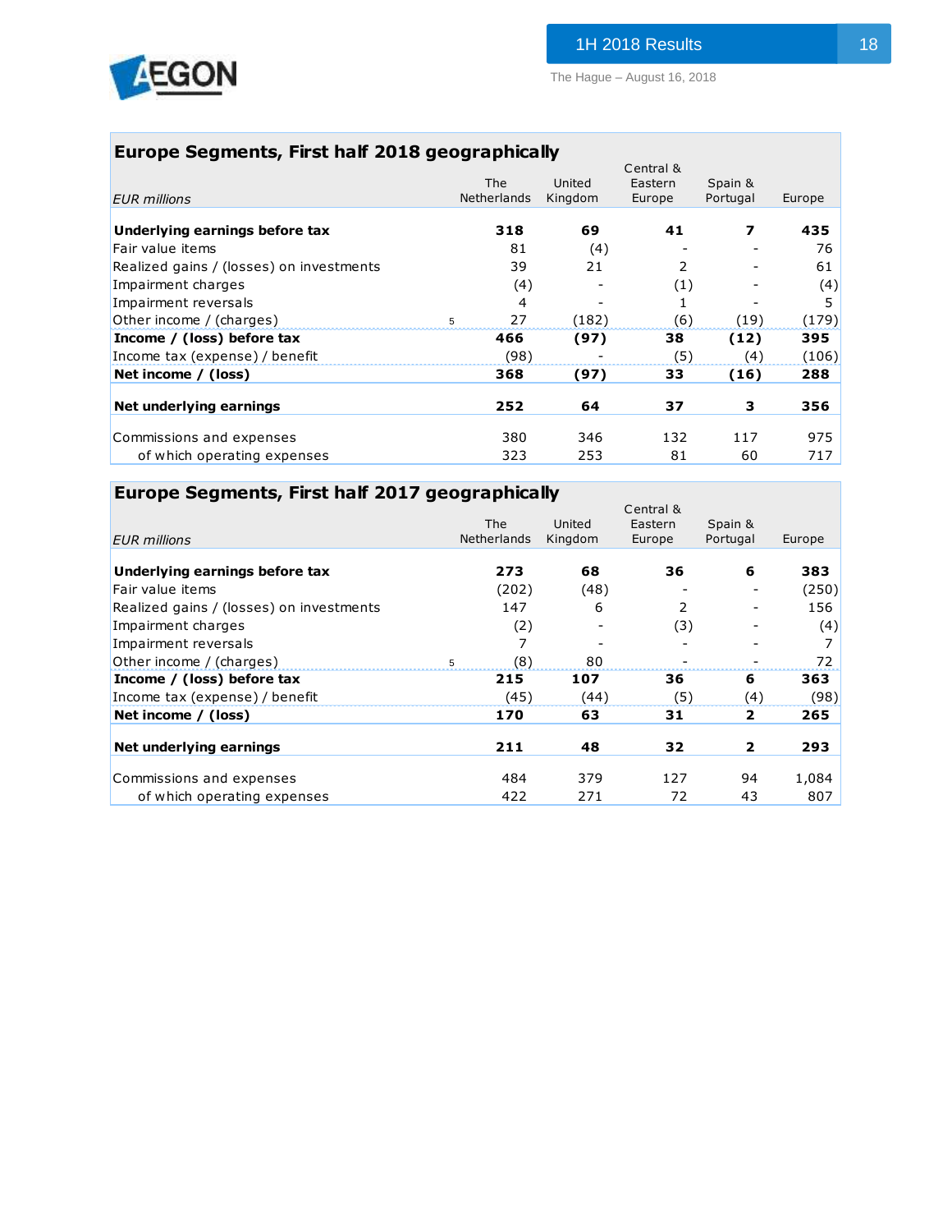## Europe Segments, First half 2018 geographically

| *EUR millions* | | The Netherlands | United Kingdom | Central & Eastern Europe | Spain & Portugal | Europe |
|---|---|---|---|---|---|---|
| **Underlying earnings before tax** | | **318** | **69** | **41** | **7** | **435** |
| Fair value items | | 81 | (4) | - | - | 76 |
| Realized gains / (losses) on investments | | 39 | 21 | 2 | - | 61 |
| Impairment charges | | (4) | - | (1) | - | (4) |
| Impairment reversals | | 4 | - | 1 | - | 5 |
| Other income / (charges) | 5 | 27 | (182) | (6) | (19) | (179) |
| **Income / (loss) before tax** | | **466** | **(97)** | **38** | **(12)** | **395** |
| Income tax (expense) / benefit | | (98) | - | (5) | (4) | (106) |
| **Net income / (loss)** | | **368** | **(97)** | **33** | **(16)** | **288** |
| **Net underlying earnings** | | **252** | **64** | **37** | **3** | **356** |
| Commissions and expenses | | 380 | 346 | 132 | 117 | 975 |
| of which operating expenses | | 323 | 253 | 81 | 60 | 717 |

## Europe Segments, First half 2017 geographically

| *EUR millions* | | The Netherlands | United Kingdom | Central & Eastern Europe | Spain & Portugal | Europe |
|---|---|---|---|---|---|---|
| **Underlying earnings before tax** | | **273** | **68** | **36** | **6** | **383** |
| Fair value items | | (202) | (48) | - | - | (250) |
| Realized gains / (losses) on investments | | 147 | 6 | 2 | - | 156 |
| Impairment charges | | (2) | - | (3) | - | (4) |
| Impairment reversals | | 7 | - | - | - | 7 |
| Other income / (charges) | 5 | (8) | 80 | - | - | 72 |
| **Income / (loss) before tax** | | **215** | **107** | **36** | **6** | **363** |
| Income tax (expense) / benefit | | (45) | (44) | (5) | (4) | (98) |
| **Net income / (loss)** | | **170** | **63** | **31** | **2** | **265** |
| **Net underlying earnings** | | **211** | **48** | **32** | **2** | **293** |
| Commissions and expenses | | 484 | 379 | 127 | 94 | 1,084 |
| of which operating expenses | | 422 | 271 | 72 | 43 | 807 |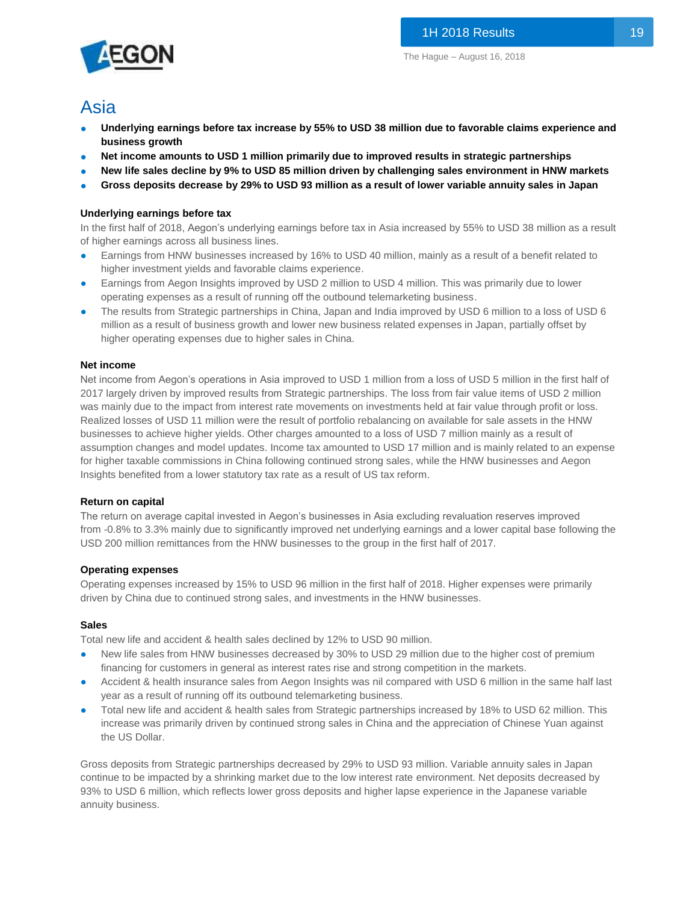# Asia

- **Underlying earnings before tax increase by 55% to USD 38 million due to favorable claims experience and business growth**
- **Net income amounts to USD 1 million primarily due to improved results in strategic partnerships**
- **New life sales decline by 9% to USD 85 million driven by challenging sales environment in HNW markets**
- **Gross deposits decrease by 29% to USD 93 million as a result of lower variable annuity sales in Japan**

### Underlying earnings before tax

In the first half of 2018, Aegon's underlying earnings before tax in Asia increased by 55% to USD 38 million as a result of higher earnings across all business lines.

- Earnings from HNW businesses increased by 16% to USD 40 million, mainly as a result of a benefit related to higher investment yields and favorable claims experience.
- Earnings from Aegon Insights improved by USD 2 million to USD 4 million. This was primarily due to lower operating expenses as a result of running off the outbound telemarketing business.
- The results from Strategic partnerships in China, Japan and India improved by USD 6 million to a loss of USD 6 million as a result of business growth and lower new business related expenses in Japan, partially offset by higher operating expenses due to higher sales in China.

### Net income

Net income from Aegon's operations in Asia improved to USD 1 million from a loss of USD 5 million in the first half of 2017 largely driven by improved results from Strategic partnerships. The loss from fair value items of USD 2 million was mainly due to the impact from interest rate movements on investments held at fair value through profit or loss. Realized losses of USD 11 million were the result of portfolio rebalancing on available for sale assets in the HNW businesses to achieve higher yields. Other charges amounted to a loss of USD 7 million mainly as a result of assumption changes and model updates. Income tax amounted to USD 17 million and is mainly related to an expense for higher taxable commissions in China following continued strong sales, while the HNW businesses and Aegon Insights benefited from a lower statutory tax rate as a result of US tax reform.

### Return on capital

The return on average capital invested in Aegon's businesses in Asia excluding revaluation reserves improved from -0.8% to 3.3% mainly due to significantly improved net underlying earnings and a lower capital base following the USD 200 million remittances from the HNW businesses to the group in the first half of 2017.

### Operating expenses

Operating expenses increased by 15% to USD 96 million in the first half of 2018. Higher expenses were primarily driven by China due to continued strong sales, and investments in the HNW businesses.

### Sales

Total new life and accident & health sales declined by 12% to USD 90 million.

- New life sales from HNW businesses decreased by 30% to USD 29 million due to the higher cost of premium financing for customers in general as interest rates rise and strong competition in the markets.
- Accident & health insurance sales from Aegon Insights was nil compared with USD 6 million in the same half last year as a result of running off its outbound telemarketing business.
- Total new life and accident & health sales from Strategic partnerships increased by 18% to USD 62 million. This increase was primarily driven by continued strong sales in China and the appreciation of Chinese Yuan against the US Dollar.

Gross deposits from Strategic partnerships decreased by 29% to USD 93 million. Variable annuity sales in Japan continue to be impacted by a shrinking market due to the low interest rate environment. Net deposits decreased by 93% to USD 6 million, which reflects lower gross deposits and higher lapse experience in the Japanese variable annuity business.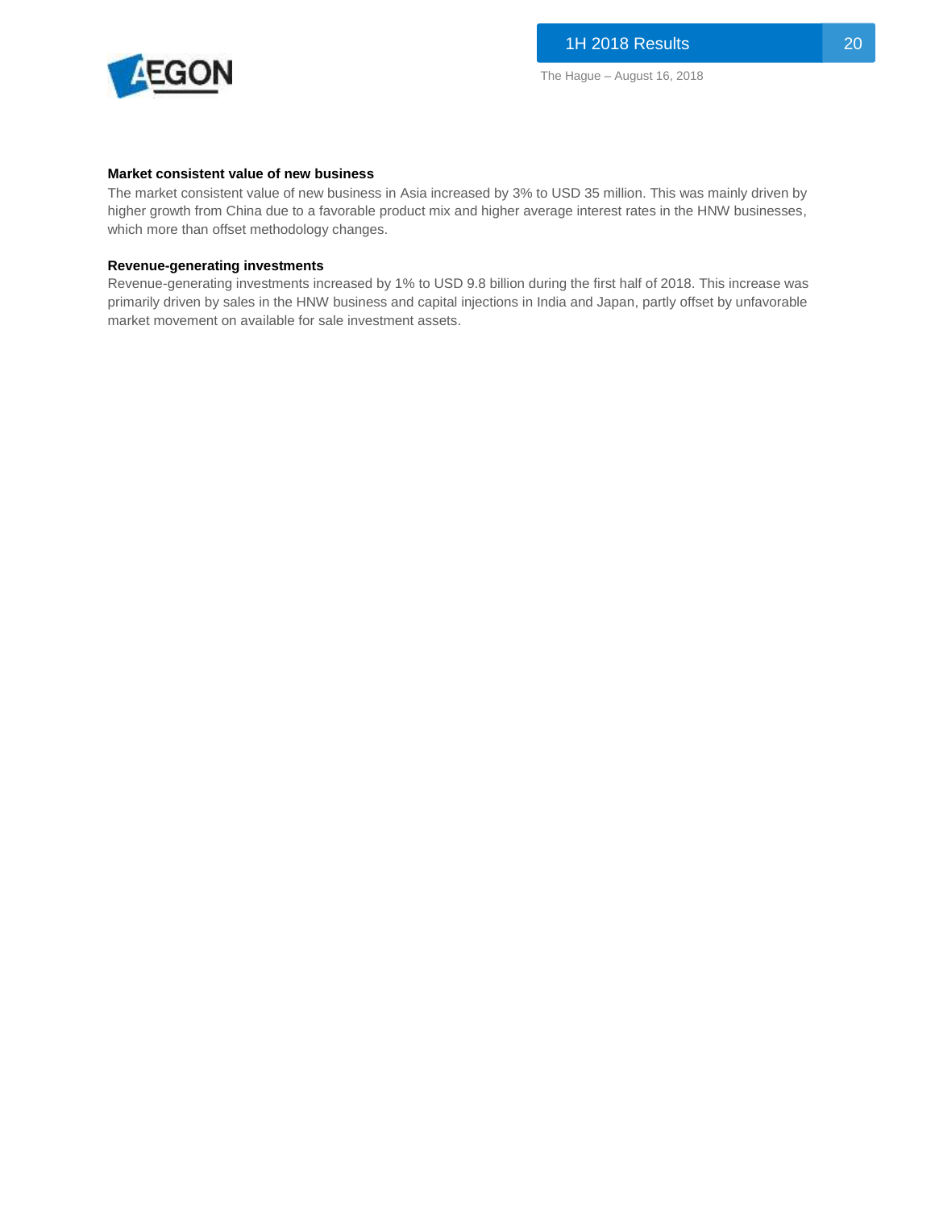**Market consistent value of new business**

The market consistent value of new business in Asia increased by 3% to USD 35 million. This was mainly driven by higher growth from China due to a favorable product mix and higher average interest rates in the HNW businesses, which more than offset methodology changes.

**Revenue-generating investments**

Revenue-generating investments increased by 1% to USD 9.8 billion during the first half of 2018. This increase was primarily driven by sales in the HNW business and capital injections in India and Japan, partly offset by unfavorable market movement on available for sale investment assets.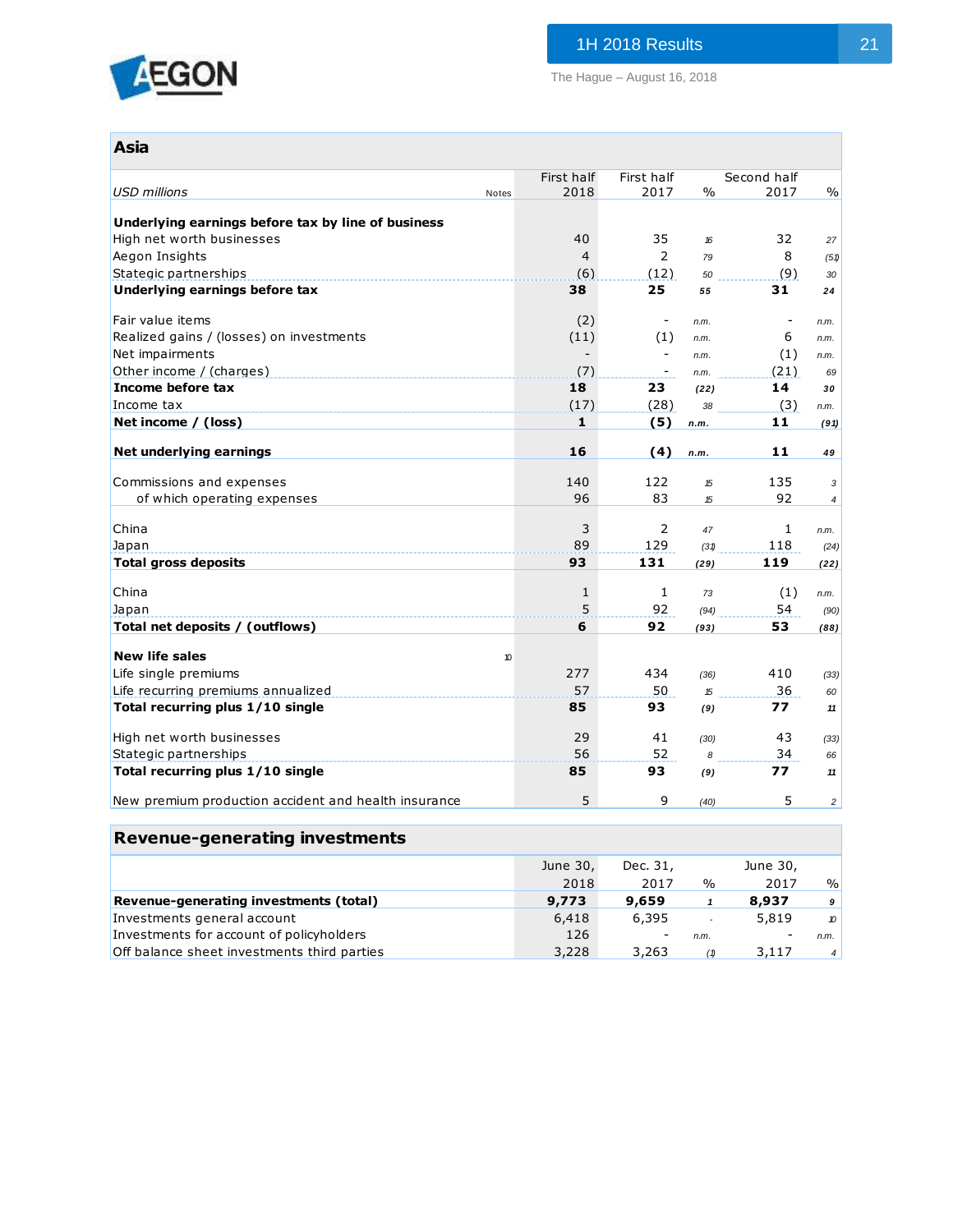## Asia

| USD millions | Notes | First half 2018 | First half 2017 | % | Second half 2017 | % |
|---|---|---|---|---|---|---|
| **Underlying earnings before tax by line of business** | | | | | | |
| High net worth businesses | | 40 | 35 | 16 | 32 | 27 |
| Aegon Insights | | 4 | 2 | 79 | 8 | (51) |
| Stategic partnerships | | (6) | (12) | 50 | (9) | 30 |
| **Underlying earnings before tax** | | **38** | **25** | **55** | **31** | **24** |
| | | | | | | |
| Fair value items | | (2) | - | n.m. | - | n.m. |
| Realized gains / (losses) on investments | | (11) | (1) | n.m. | 6 | n.m. |
| Net impairments | | - | - | n.m. | (1) | n.m. |
| Other income / (charges) | | (7) | - | n.m. | (21) | 69 |
| **Income before tax** | | **18** | **23** | **(22)** | **14** | **30** |
| Income tax | | (17) | (28) | 38 | (3) | n.m. |
| **Net income / (loss)** | | **1** | **(5)** | **n.m.** | **11** | **(91)** |
| | | | | | | |
| **Net underlying earnings** | | **16** | **(4)** | **n.m.** | **11** | **49** |
| | | | | | | |
| Commissions and expenses | | 140 | 122 | 15 | 135 | 3 |
| of which operating expenses | | 96 | 83 | 15 | 92 | 4 |
| | | | | | | |
| China | | 3 | 2 | 47 | 1 | n.m. |
| Japan | | 89 | 129 | (31) | 118 | (24) |
| **Total gross deposits** | | **93** | **131** | **(29)** | **119** | **(22)** |
| | | | | | | |
| China | | 1 | 1 | 73 | (1) | n.m. |
| Japan | | 5 | 92 | (94) | 54 | (90) |
| **Total net deposits / (outflows)** | | **6** | **92** | **(93)** | **53** | **(88)** |
| | | | | | | |
| **New life sales** | 10 | | | | | |
| Life single premiums | | 277 | 434 | (36) | 410 | (33) |
| Life recurring premiums annualized | | 57 | 50 | 15 | 36 | 60 |
| **Total recurring plus 1/10 single** | | **85** | **93** | **(9)** | **77** | **11** |
| | | | | | | |
| High net worth businesses | | 29 | 41 | (30) | 43 | (33) |
| Stategic partnerships | | 56 | 52 | 8 | 34 | 66 |
| **Total recurring plus 1/10 single** | | **85** | **93** | **(9)** | **77** | **11** |
| | | | | | | |
| New premium production accident and health insurance | | 5 | 9 | (40) | 5 | 2 |

## Revenue-generating investments

| | June 30, 2018 | Dec. 31, 2017 | % | June 30, 2017 | % |
|---|---|---|---|---|---|
| **Revenue-generating investments (total)** | **9,773** | **9,659** | **1** | **8,937** | **9** |
| Investments general account | 6,418 | 6,395 | - | 5,819 | 10 |
| Investments for account of policyholders | 126 | - | n.m. | - | n.m. |
| Off balance sheet investments third parties | 3,228 | 3,263 | (1) | 3,117 | 4 |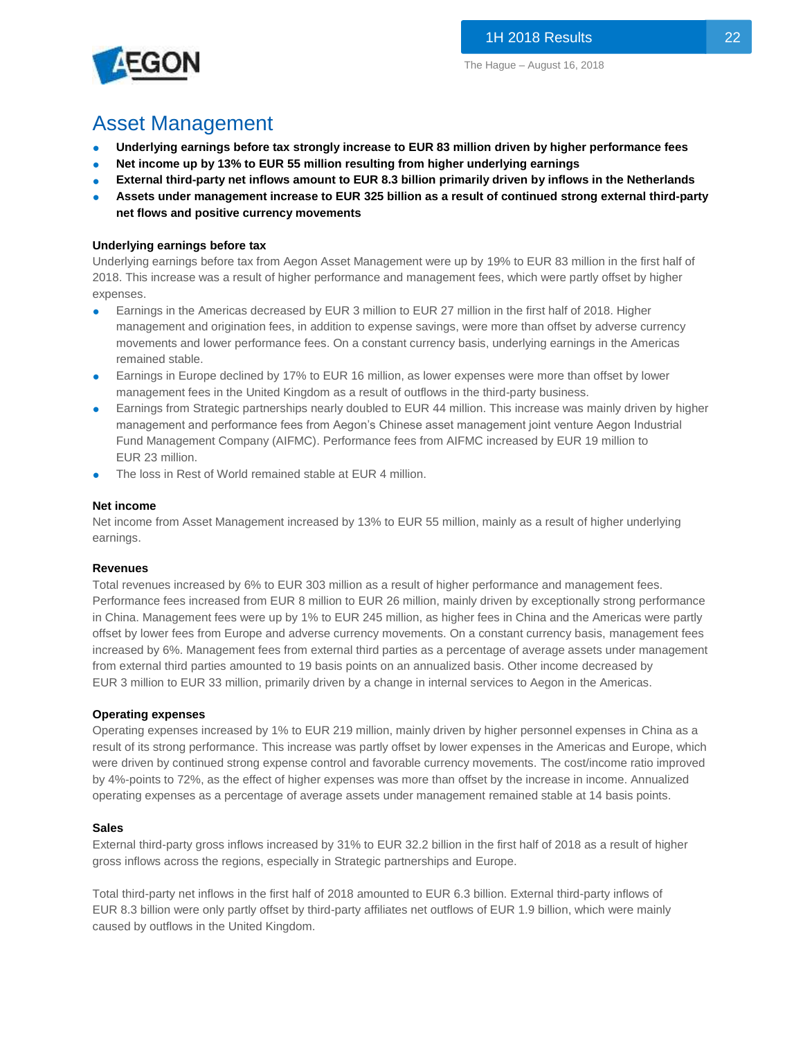# Asset Management

- **Underlying earnings before tax strongly increase to EUR 83 million driven by higher performance fees**
- **Net income up by 13% to EUR 55 million resulting from higher underlying earnings**
- **External third-party net inflows amount to EUR 8.3 billion primarily driven by inflows in the Netherlands**
- **Assets under management increase to EUR 325 billion as a result of continued strong external third-party net flows and positive currency movements**

### Underlying earnings before tax

Underlying earnings before tax from Aegon Asset Management were up by 19% to EUR 83 million in the first half of 2018. This increase was a result of higher performance and management fees, which were partly offset by higher expenses.

- Earnings in the Americas decreased by EUR 3 million to EUR 27 million in the first half of 2018. Higher management and origination fees, in addition to expense savings, were more than offset by adverse currency movements and lower performance fees. On a constant currency basis, underlying earnings in the Americas remained stable.
- Earnings in Europe declined by 17% to EUR 16 million, as lower expenses were more than offset by lower management fees in the United Kingdom as a result of outflows in the third-party business.
- Earnings from Strategic partnerships nearly doubled to EUR 44 million. This increase was mainly driven by higher management and performance fees from Aegon's Chinese asset management joint venture Aegon Industrial Fund Management Company (AIFMC). Performance fees from AIFMC increased by EUR 19 million to EUR 23 million.
- The loss in Rest of World remained stable at EUR 4 million.

### Net income

Net income from Asset Management increased by 13% to EUR 55 million, mainly as a result of higher underlying earnings.

### Revenues

Total revenues increased by 6% to EUR 303 million as a result of higher performance and management fees. Performance fees increased from EUR 8 million to EUR 26 million, mainly driven by exceptionally strong performance in China. Management fees were up by 1% to EUR 245 million, as higher fees in China and the Americas were partly offset by lower fees from Europe and adverse currency movements. On a constant currency basis, management fees increased by 6%. Management fees from external third parties as a percentage of average assets under management from external third parties amounted to 19 basis points on an annualized basis. Other income decreased by EUR 3 million to EUR 33 million, primarily driven by a change in internal services to Aegon in the Americas.

### Operating expenses

Operating expenses increased by 1% to EUR 219 million, mainly driven by higher personnel expenses in China as a result of its strong performance. This increase was partly offset by lower expenses in the Americas and Europe, which were driven by continued strong expense control and favorable currency movements. The cost/income ratio improved by 4%-points to 72%, as the effect of higher expenses was more than offset by the increase in income. Annualized operating expenses as a percentage of average assets under management remained stable at 14 basis points.

### Sales

External third-party gross inflows increased by 31% to EUR 32.2 billion in the first half of 2018 as a result of higher gross inflows across the regions, especially in Strategic partnerships and Europe.

Total third-party net inflows in the first half of 2018 amounted to EUR 6.3 billion. External third-party inflows of EUR 8.3 billion were only partly offset by third-party affiliates net outflows of EUR 1.9 billion, which were mainly caused by outflows in the United Kingdom.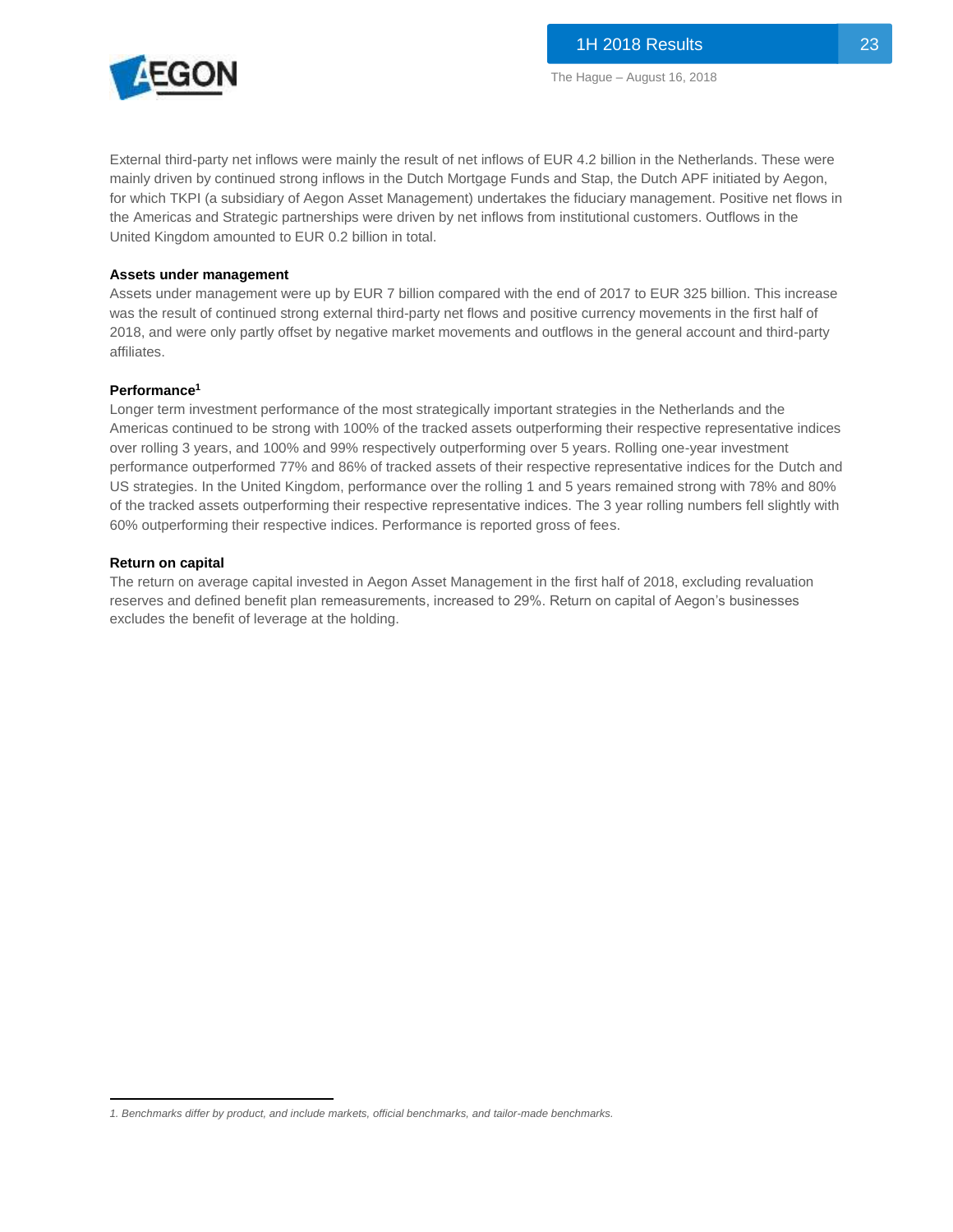External third-party net inflows were mainly the result of net inflows of EUR 4.2 billion in the Netherlands. These were mainly driven by continued strong inflows in the Dutch Mortgage Funds and Stap, the Dutch APF initiated by Aegon, for which TKPI (a subsidiary of Aegon Asset Management) undertakes the fiduciary management. Positive net flows in the Americas and Strategic partnerships were driven by net inflows from institutional customers. Outflows in the United Kingdom amounted to EUR 0.2 billion in total.

**Assets under management**

Assets under management were up by EUR 7 billion compared with the end of 2017 to EUR 325 billion. This increase was the result of continued strong external third-party net flows and positive currency movements in the first half of 2018, and were only partly offset by negative market movements and outflows in the general account and third-party affiliates.

**Performance[1]**

Longer term investment performance of the most strategically important strategies in the Netherlands and the Americas continued to be strong with 100% of the tracked assets outperforming their respective representative indices over rolling 3 years, and 100% and 99% respectively outperforming over 5 years. Rolling one-year investment performance outperformed 77% and 86% of tracked assets of their respective representative indices for the Dutch and US strategies. In the United Kingdom, performance over the rolling 1 and 5 years remained strong with 78% and 80% of the tracked assets outperforming their respective representative indices. The 3 year rolling numbers fell slightly with 60% outperforming their respective indices. Performance is reported gross of fees.

**Return on capital**

The return on average capital invested in Aegon Asset Management in the first half of 2018, excluding revaluation reserves and defined benefit plan remeasurements, increased to 29%. Return on capital of Aegon's businesses excludes the benefit of leverage at the holding.

---

*1. Benchmarks differ by product, and include markets, official benchmarks, and tailor-made benchmarks.*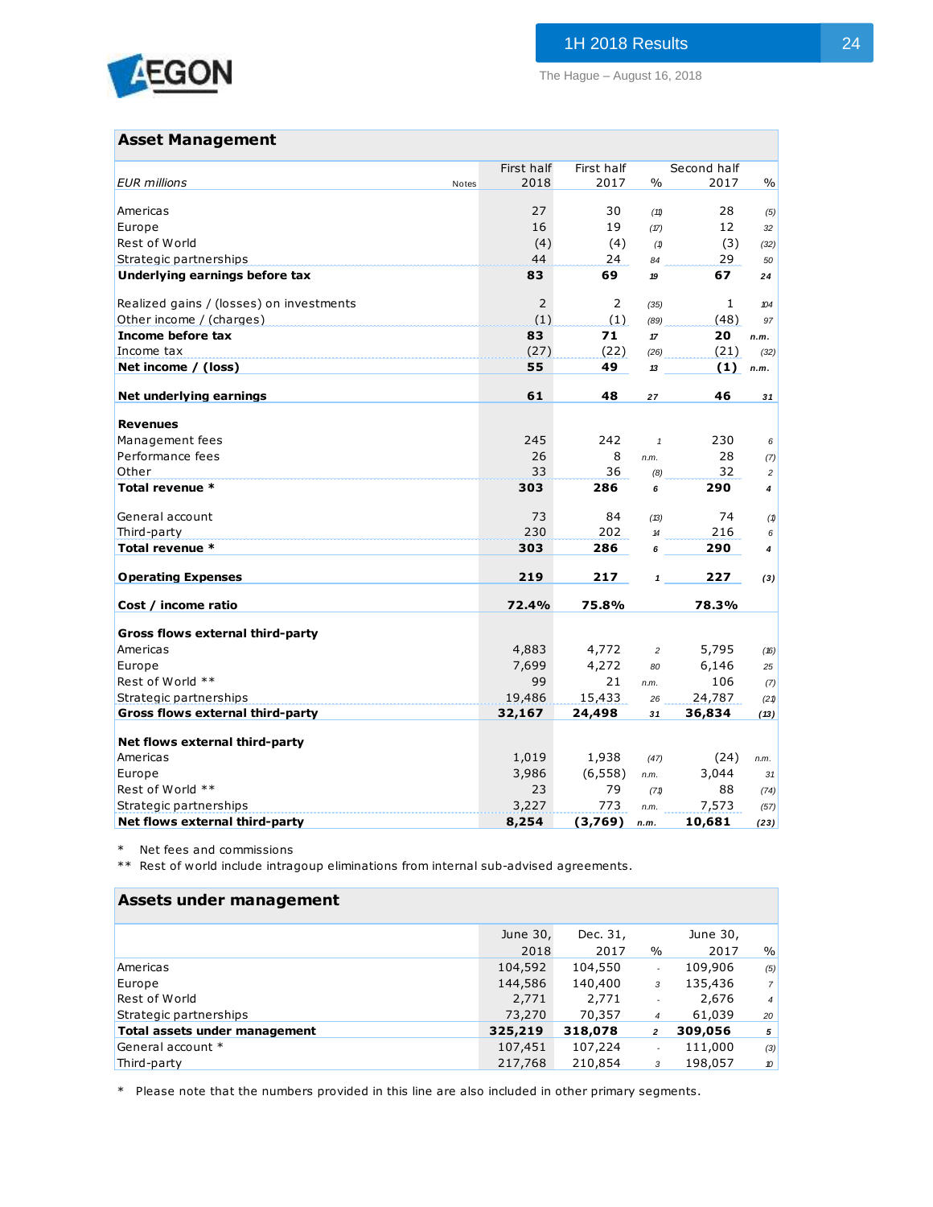## Asset Management

| EUR millions | Notes | First half 2018 | First half 2017 | % | Second half 2017 | % |
|---|---|---|---|---|---|---|
| Americas | | 27 | 30 | (11) | 28 | (5) |
| Europe | | 16 | 19 | (17) | 12 | 32 |
| Rest of World | | (4) | (4) | (1) | (3) | (32) |
| Strategic partnerships | | 44 | 24 | 84 | 29 | 50 |
| **Underlying earnings before tax** | | **83** | **69** | **19** | **67** | **24** |
| | | | | | | |
| Realized gains / (losses) on investments | | 2 | 2 | (35) | 1 | 104 |
| Other income / (charges) | | (1) | (1) | (89) | (48) | 97 |
| **Income before tax** | | **83** | **71** | **17** | **20** | **n.m.** |
| Income tax | | (27) | (22) | (26) | (21) | (32) |
| **Net income / (loss)** | | **55** | **49** | **13** | **(1)** | **n.m.** |
| | | | | | | |
| **Net underlying earnings** | | **61** | **48** | **27** | **46** | **31** |
| | | | | | | |
| **Revenues** | | | | | | |
| Management fees | | 245 | 242 | 1 | 230 | 6 |
| Performance fees | | 26 | 8 | n.m. | 28 | (7) |
| Other | | 33 | 36 | (8) | 32 | 2 |
| **Total revenue *** | | **303** | **286** | **6** | **290** | **4** |
| | | | | | | |
| General account | | 73 | 84 | (13) | 74 | (1) |
| Third-party | | 230 | 202 | 14 | 216 | 6 |
| **Total revenue *** | | **303** | **286** | **6** | **290** | **4** |
| | | | | | | |
| **Operating Expenses** | | **219** | **217** | **1** | **227** | **(3)** |
| | | | | | | |
| **Cost / income ratio** | | **72.4%** | **75.8%** | | **78.3%** | |
| | | | | | | |
| **Gross flows external third-party** | | | | | | |
| Americas | | 4,883 | 4,772 | 2 | 5,795 | (16) |
| Europe | | 7,699 | 4,272 | 80 | 6,146 | 25 |
| Rest of World ** | | 99 | 21 | n.m. | 106 | (7) |
| Strategic partnerships | | 19,486 | 15,433 | 26 | 24,787 | (21) |
| **Gross flows external third-party** | | **32,167** | **24,498** | **31** | **36,834** | **(13)** |
| | | | | | | |
| **Net flows external third-party** | | | | | | |
| Americas | | 1,019 | 1,938 | (47) | (24) | n.m. |
| Europe | | 3,986 | (6,558) | n.m. | 3,044 | 31 |
| Rest of World ** | | 23 | 79 | (71) | 88 | (74) |
| Strategic partnerships | | 3,227 | 773 | n.m. | 7,573 | (57) |
| **Net flows external third-party** | | **8,254** | **(3,769)** | **n.m.** | **10,681** | **(23)** |

\* Net fees and commissions

** Rest of world include intragoup eliminations from internal sub-advised agreements.

## Assets under management

| | June 30, 2018 | Dec. 31, 2017 | % | June 30, 2017 | % |
|---|---|---|---|---|---|
| Americas | 104,592 | 104,550 | - | 109,906 | (5) |
| Europe | 144,586 | 140,400 | 3 | 135,436 | 7 |
| Rest of World | 2,771 | 2,771 | - | 2,676 | 4 |
| Strategic partnerships | 73,270 | 70,357 | 4 | 61,039 | 20 |
| **Total assets under management** | **325,219** | **318,078** | **2** | **309,056** | **5** |
| General account * | 107,451 | 107,224 | - | 111,000 | (3) |
| Third-party | 217,768 | 210,854 | 3 | 198,057 | 10 |

\* Please note that the numbers provided in this line are also included in other primary segments.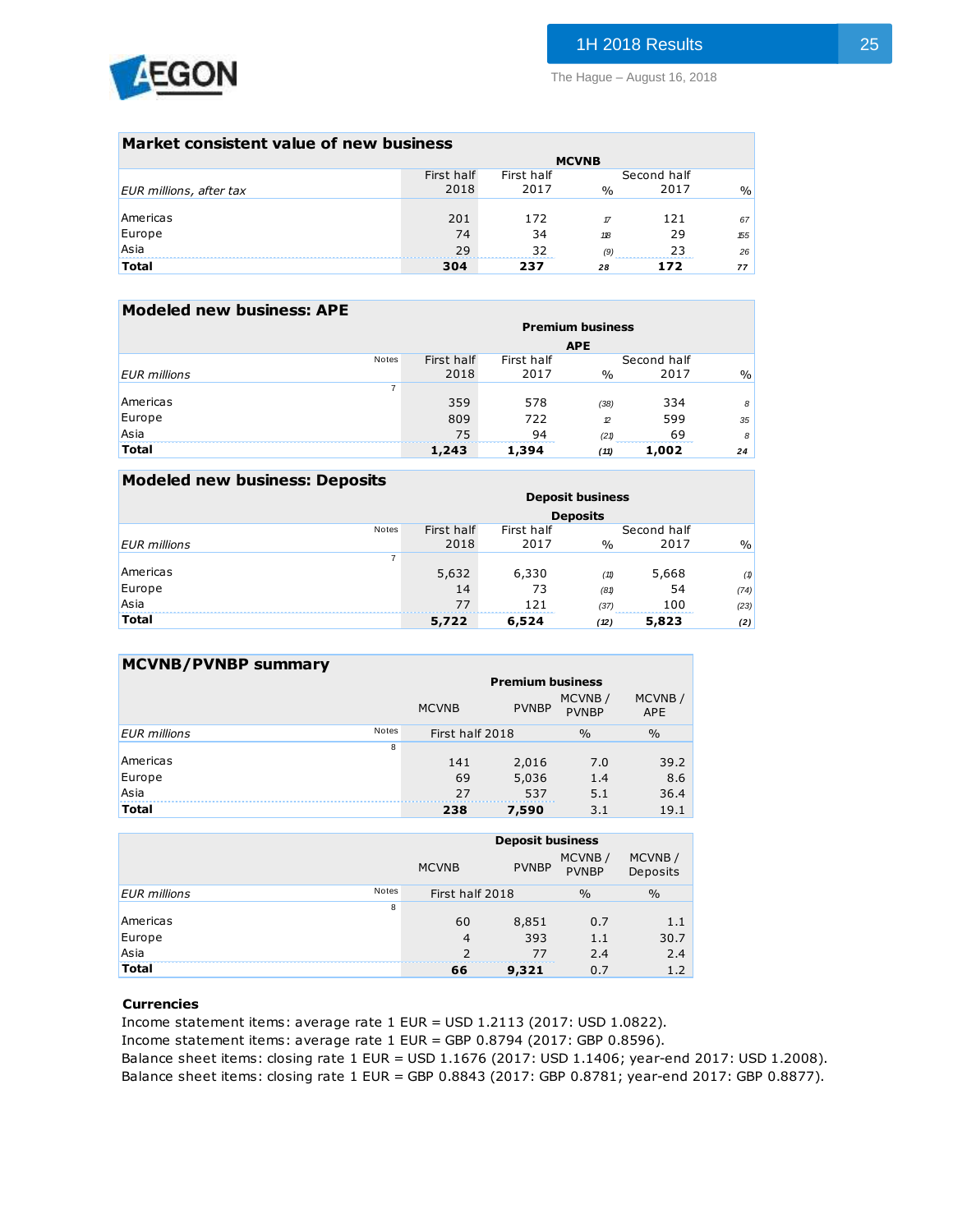## Market consistent value of new business

| EUR millions, after tax | MCVNB | | | | |
|---|---|---|---|---|---|
| | First half 2018 | First half 2017 | % | Second half 2017 | % |
| Americas | 201 | 172 | 17 | 121 | 67 |
| Europe | 74 | 34 | 118 | 29 | 155 |
| Asia | 29 | 32 | (9) | 23 | 26 |
| **Total** | **304** | **237** | **28** | **172** | **77** |

## Modeled new business: APE

| EUR millions | Notes | Premium business APE | | | | |
|---|---|---|---|---|---|---|
| | | First half 2018 | First half 2017 | % | Second half 2017 | % |
| | 7 | | | | | |
| Americas | | 359 | 578 | (38) | 334 | 8 |
| Europe | | 809 | 722 | 12 | 599 | 35 |
| Asia | | 75 | 94 | (21) | 69 | 8 |
| **Total** | | **1,243** | **1,394** | **(11)** | **1,002** | **24** |

## Modeled new business: Deposits

| EUR millions | Notes | Deposit business Deposits | | | | |
|---|---|---|---|---|---|---|
| | | First half 2018 | First half 2017 | % | Second half 2017 | % |
| | 7 | | | | | |
| Americas | | 5,632 | 6,330 | (11) | 5,668 | (1) |
| Europe | | 14 | 73 | (81) | 54 | (74) |
| Asia | | 77 | 121 | (37) | 100 | (23) |
| **Total** | | **5,722** | **6,524** | **(12)** | **5,823** | **(2)** |

## MCVNB/PVNBP summary

| EUR millions | Notes | Premium business | | | |
|---|---|---|---|---|---|
| | | MCVNB | PVNBP | MCVNB / PVNBP | MCVNB / APE |
| | | First half 2018 | | % | % |
| | 8 | | | | |
| Americas | | 141 | 2,016 | 7.0 | 39.2 |
| Europe | | 69 | 5,036 | 1.4 | 8.6 |
| Asia | | 27 | 537 | 5.1 | 36.4 |
| **Total** | | **238** | **7,590** | 3.1 | 19.1 |

| EUR millions | Notes | Deposit business | | | |
|---|---|---|---|---|---|
| | | MCVNB | PVNBP | MCVNB / PVNBP | MCVNB / Deposits |
| | | First half 2018 | | % | % |
| | 8 | | | | |
| Americas | | 60 | 8,851 | 0.7 | 1.1 |
| Europe | | 4 | 393 | 1.1 | 30.7 |
| Asia | | 2 | 77 | 2.4 | 2.4 |
| **Total** | | **66** | **9,321** | 0.7 | 1.2 |

**Currencies**

Income statement items: average rate 1 EUR = USD 1.2113 (2017: USD 1.0822).
Income statement items: average rate 1 EUR = GBP 0.8794 (2017: GBP 0.8596).
Balance sheet items: closing rate 1 EUR = USD 1.1676 (2017: USD 1.1406; year-end 2017: USD 1.2008).
Balance sheet items: closing rate 1 EUR = GBP 0.8843 (2017: GBP 0.8781; year-end 2017: GBP 0.8877).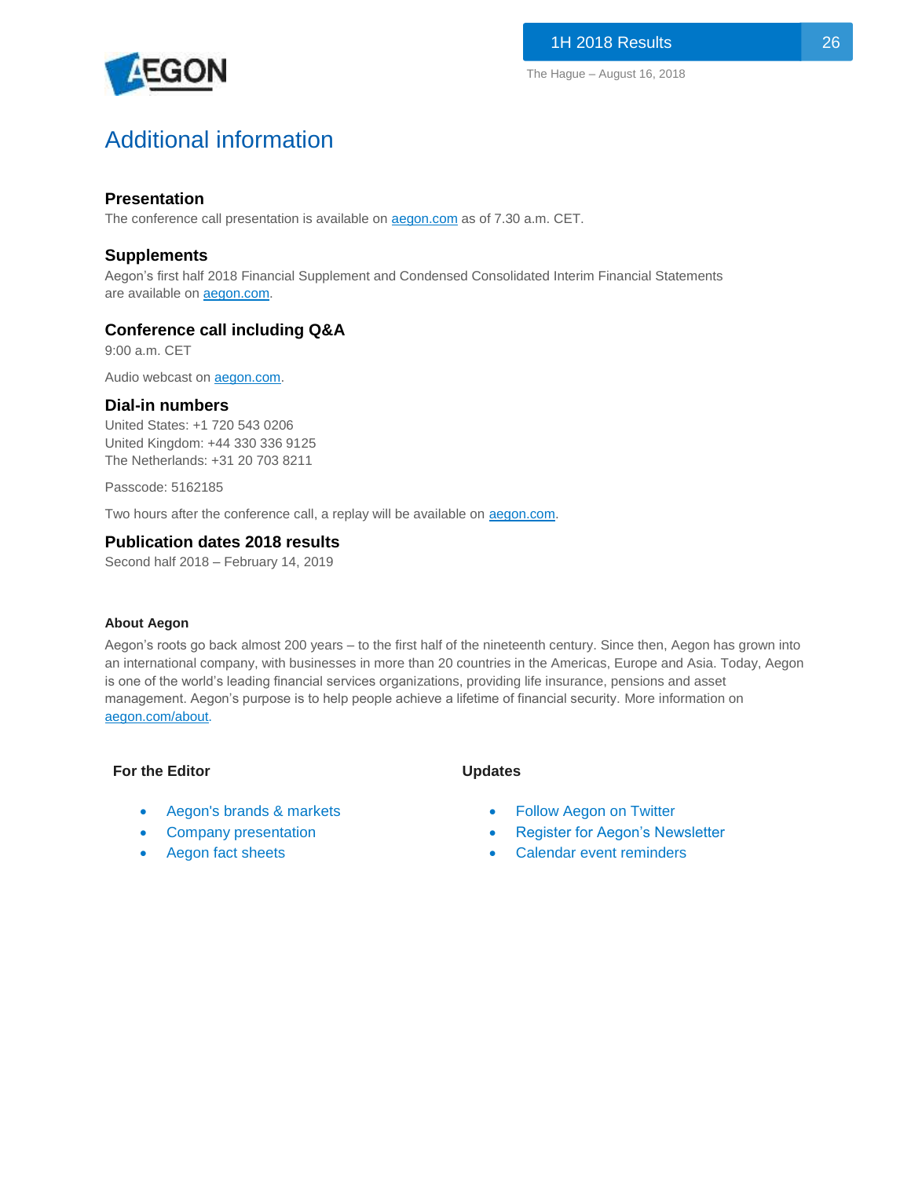# Additional information

### Presentation

The conference call presentation is available on aegon.com as of 7.30 a.m. CET.

### Supplements

Aegon's first half 2018 Financial Supplement and Condensed Consolidated Interim Financial Statements are available on aegon.com.

### Conference call including Q&A

9:00 a.m. CET

Audio webcast on aegon.com.

### Dial-in numbers

United States: +1 720 543 0206
United Kingdom: +44 330 336 9125
The Netherlands: +31 20 703 8211

Passcode: 5162185

Two hours after the conference call, a replay will be available on aegon.com.

### Publication dates 2018 results

Second half 2018 – February 14, 2019

**About Aegon**

Aegon's roots go back almost 200 years – to the first half of the nineteenth century. Since then, Aegon has grown into an international company, with businesses in more than 20 countries in the Americas, Europe and Asia. Today, Aegon is one of the world's leading financial services organizations, providing life insurance, pensions and asset management. Aegon's purpose is to help people achieve a lifetime of financial security. More information on aegon.com/about.

**For the Editor**

- Aegon's brands & markets
- Company presentation
- Aegon fact sheets

**Updates**

- Follow Aegon on Twitter
- Register for Aegon's Newsletter
- Calendar event reminders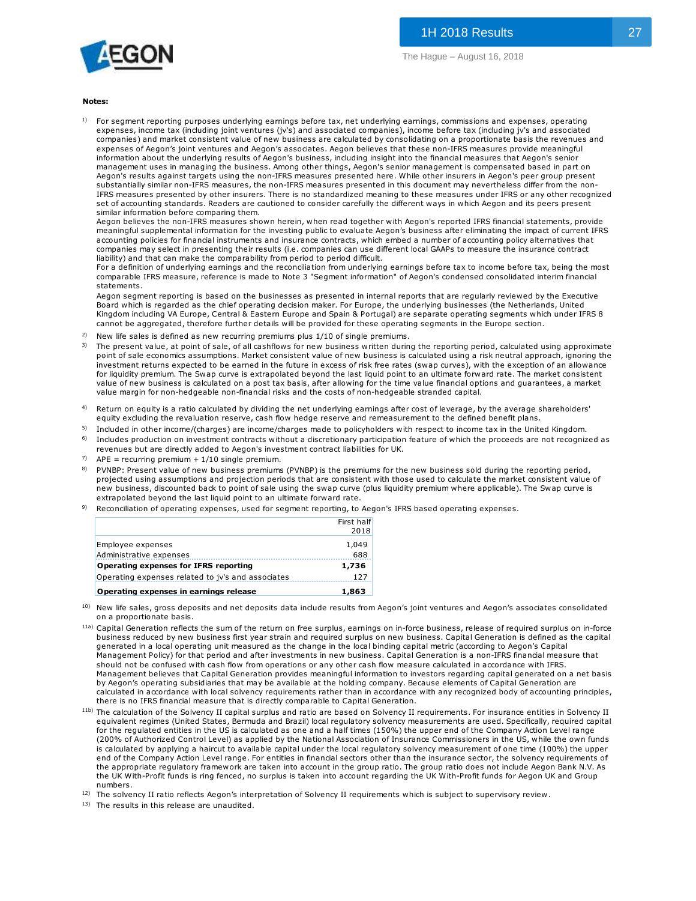**Notes:**

1) For segment reporting purposes underlying earnings before tax, net underlying earnings, commissions and expenses, operating expenses, income tax (including joint ventures (jv's) and associated companies), income before tax (including jv's and associated companies) and market consistent value of new business are calculated by consolidating on a proportionate basis the revenues and expenses of Aegon's joint ventures and Aegon's associates. Aegon believes that these non-IFRS measures provide meaningful information about the underlying results of Aegon's business, including insight into the financial measures that Aegon's senior management uses in managing the business. Among other things, Aegon's senior management is compensated based in part on Aegon's results against targets using the non-IFRS measures presented here. While other insurers in Aegon's peer group present substantially similar non-IFRS measures, the non-IFRS measures presented in this document may nevertheless differ from the non-IFRS measures presented by other insurers. There is no standardized meaning to these measures under IFRS or any other recognized set of accounting standards. Readers are cautioned to consider carefully the different ways in which Aegon and its peers present similar information before comparing them.
Aegon believes the non-IFRS measures shown herein, when read together with Aegon's reported IFRS financial statements, provide meaningful supplemental information for the investing public to evaluate Aegon's business after eliminating the impact of current IFRS accounting policies for financial instruments and insurance contracts, which embed a number of accounting policy alternatives that companies may select in presenting their results (i.e. companies can use different local GAAPs to measure the insurance contract liability) and that can make the comparability from period to period difficult.
For a definition of underlying earnings and the reconciliation from underlying earnings before tax to income before tax, being the most comparable IFRS measure, reference is made to Note 3 "Segment information" of Aegon's condensed consolidated interim financial statements.
Aegon segment reporting is based on the businesses as presented in internal reports that are regularly reviewed by the Executive Board which is regarded as the chief operating decision maker. For Europe, the underlying businesses (the Netherlands, United Kingdom including VA Europe, Central & Eastern Europe and Spain & Portugal) are separate operating segments which under IFRS 8 cannot be aggregated, therefore further details will be provided for these operating segments in the Europe section.

2) New life sales is defined as new recurring premiums plus 1/10 of single premiums.

3) The present value, at point of sale, of all cashflows for new business written during the reporting period, calculated using approximate point of sale economics assumptions. Market consistent value of new business is calculated using a risk neutral approach, ignoring the investment returns expected to be earned in the future in excess of risk free rates (swap curves), with the exception of an allowance for liquidity premium. The Swap curve is extrapolated beyond the last liquid point to an ultimate forward rate. The market consistent value of new business is calculated on a post tax basis, after allowing for the time value financial options and guarantees, a market value margin for non-hedgeable non-financial risks and the costs of non-hedgeable stranded capital.

4) Return on equity is a ratio calculated by dividing the net underlying earnings after cost of leverage, by the average shareholders' equity excluding the revaluation reserve, cash flow hedge reserve and remeasurement to the defined benefit plans.

5) Included in other income/(charges) are income/charges made to policyholders with respect to income tax in the United Kingdom.

6) Includes production on investment contracts without a discretionary participation feature of which the proceeds are not recognized as revenues but are directly added to Aegon's investment contract liabilities for UK.

7) APE = recurring premium + 1/10 single premium.

8) PVNBP: Present value of new business premiums (PVNBP) is the premiums for the new business sold during the reporting period, projected using assumptions and projection periods that are consistent with those used to calculate the market consistent value of new business, discounted back to point of sale using the swap curve (plus liquidity premium where applicable). The Swap curve is extrapolated beyond the last liquid point to an ultimate forward rate.

9) Reconciliation of operating expenses, used for segment reporting, to Aegon's IFRS based operating expenses.

| | First half 2018 |
|---|---|
| Employee expenses | 1,049 |
| Administrative expenses | 688 |
| **Operating expenses for IFRS reporting** | **1,736** |
| Operating expenses related to jv's and associates | 127 |
| **Operating expenses in earnings release** | **1,863** |

10) New life sales, gross deposits and net deposits data include results from Aegon's joint ventures and Aegon's associates consolidated on a proportionate basis.

11a) Capital Generation reflects the sum of the return on free surplus, earnings on in-force business, release of required surplus on in-force business reduced by new business first year strain and required surplus on new business. Capital Generation is defined as the capital generated in a local operating unit measured as the change in the local binding capital metric (according to Aegon's Capital Management Policy) for that period and after investments in new business. Capital Generation is a non-IFRS financial measure that should not be confused with cash flow from operations or any other cash flow measure calculated in accordance with IFRS. Management believes that Capital Generation provides meaningful information to investors regarding capital generated on a net basis by Aegon's operating subsidiaries that may be available at the holding company. Because elements of Capital Generation are calculated in accordance with local solvency requirements rather than in accordance with any recognized body of accounting principles, there is no IFRS financial measure that is directly comparable to Capital Generation.

11b) The calculation of the Solvency II capital surplus and ratio are based on Solvency II requirements. For insurance entities in Solvency II equivalent regimes (United States, Bermuda and Brazil) local regulatory solvency measurements are used. Specifically, required capital for the regulated entities in the US is calculated as one and a half times (150%) the upper end of the Company Action Level range (200% of Authorized Control Level) as applied by the National Association of Insurance Commissioners in the US, while the own funds is calculated by applying a haircut to available capital under the local regulatory solvency measurement of one time (100%) the upper end of the Company Action Level range. For entities in financial sectors other than the insurance sector, the solvency requirements of the appropriate regulatory framework are taken into account in the group ratio. The group ratio does not include Aegon Bank N.V. As the UK With-Profit funds is ring fenced, no surplus is taken into account regarding the UK With-Profit funds for Aegon UK and Group numbers.

12) The solvency II ratio reflects Aegon's interpretation of Solvency II requirements which is subject to supervisory review.

13) The results in this release are unaudited.